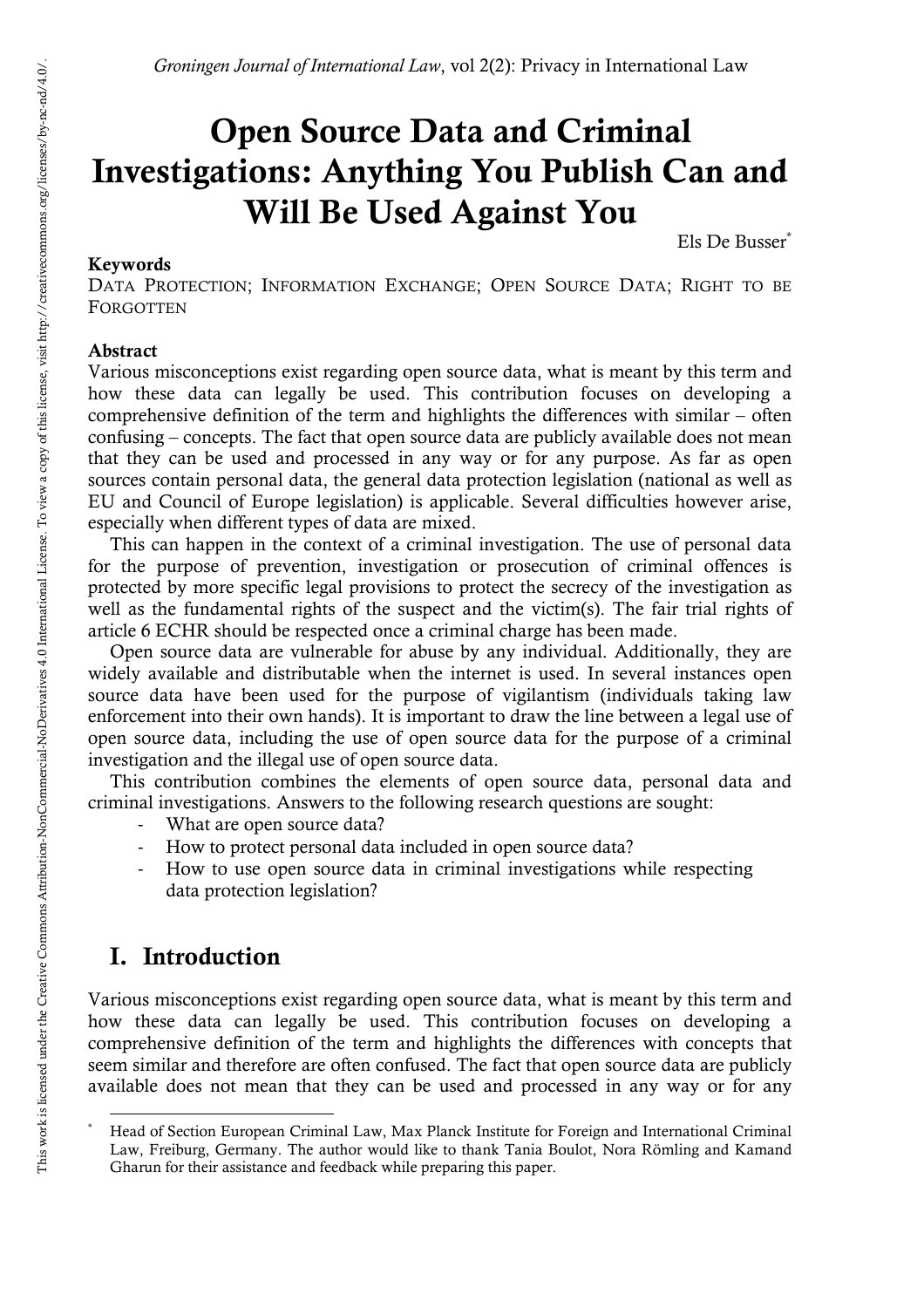# Open Source Data and Criminal Investigations: Anything You Publish Can and Will Be Used Against You

Els De Busser[*]

**Keywords**

DATA PROTECTION; INFORMATION EXCHANGE; OPEN SOURCE DATA; RIGHT TO BE FORGOTTEN

**Abstract**

Various misconceptions exist regarding open source data, what is meant by this term and how these data can legally be used. This contribution focuses on developing a comprehensive definition of the term and highlights the differences with similar – often confusing – concepts. The fact that open source data are publicly available does not mean that they can be used and processed in any way or for any purpose. As far as open sources contain personal data, the general data protection legislation (national as well as EU and Council of Europe legislation) is applicable. Several difficulties however arise, especially when different types of data are mixed.

This can happen in the context of a criminal investigation. The use of personal data for the purpose of prevention, investigation or prosecution of criminal offences is protected by more specific legal provisions to protect the secrecy of the investigation as well as the fundamental rights of the suspect and the victim(s). The fair trial rights of article 6 ECHR should be respected once a criminal charge has been made.

Open source data are vulnerable for abuse by any individual. Additionally, they are widely available and distributable when the internet is used. In several instances open source data have been used for the purpose of vigilantism (individuals taking law enforcement into their own hands). It is important to draw the line between a legal use of open source data, including the use of open source data for the purpose of a criminal investigation and the illegal use of open source data.

This contribution combines the elements of open source data, personal data and criminal investigations. Answers to the following research questions are sought:

- What are open source data?
- How to protect personal data included in open source data?
- How to use open source data in criminal investigations while respecting data protection legislation?

## I. Introduction

Various misconceptions exist regarding open source data, what is meant by this term and how these data can legally be used. This contribution focuses on developing a comprehensive definition of the term and highlights the differences with concepts that seem similar and therefore are often confused. The fact that open source data are publicly available does not mean that they can be used and processed in any way or for any

[*] Head of Section European Criminal Law, Max Planck Institute for Foreign and International Criminal Law, Freiburg, Germany. The author would like to thank Tania Boulot, Nora Römling and Kamand Gharun for their assistance and feedback while preparing this paper.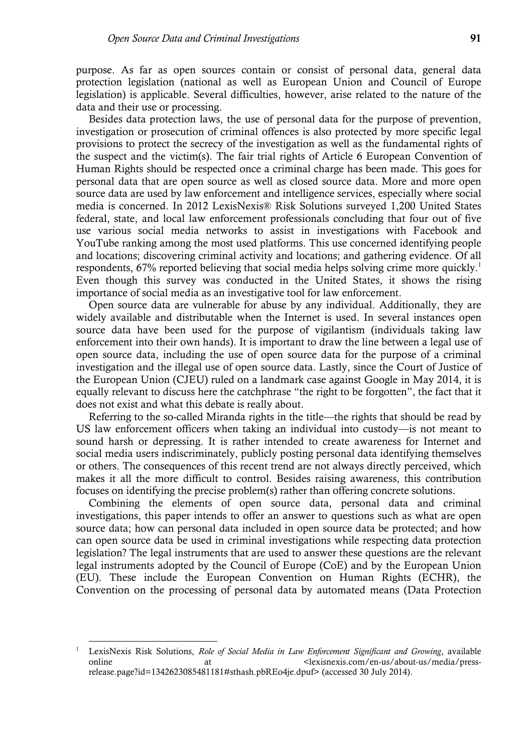purpose. As far as open sources contain or consist of personal data, general data protection legislation (national as well as European Union and Council of Europe legislation) is applicable. Several difficulties, however, arise related to the nature of the data and their use or processing.

Besides data protection laws, the use of personal data for the purpose of prevention, investigation or prosecution of criminal offences is also protected by more specific legal provisions to protect the secrecy of the investigation as well as the fundamental rights of the suspect and the victim(s). The fair trial rights of Article 6 European Convention of Human Rights should be respected once a criminal charge has been made. This goes for personal data that are open source as well as closed source data. More and more open source data are used by law enforcement and intelligence services, especially where social media is concerned. In 2012 LexisNexis® Risk Solutions surveyed 1,200 United States federal, state, and local law enforcement professionals concluding that four out of five use various social media networks to assist in investigations with Facebook and YouTube ranking among the most used platforms. This use concerned identifying people and locations; discovering criminal activity and locations; and gathering evidence. Of all respondents, 67% reported believing that social media helps solving crime more quickly.[1] Even though this survey was conducted in the United States, it shows the rising importance of social media as an investigative tool for law enforcement.

Open source data are vulnerable for abuse by any individual. Additionally, they are widely available and distributable when the Internet is used. In several instances open source data have been used for the purpose of vigilantism (individuals taking law enforcement into their own hands). It is important to draw the line between a legal use of open source data, including the use of open source data for the purpose of a criminal investigation and the illegal use of open source data. Lastly, since the Court of Justice of the European Union (CJEU) ruled on a landmark case against Google in May 2014, it is equally relevant to discuss here the catchphrase "the right to be forgotten", the fact that it does not exist and what this debate is really about.

Referring to the so-called Miranda rights in the title—the rights that should be read by US law enforcement officers when taking an individual into custody—is not meant to sound harsh or depressing. It is rather intended to create awareness for Internet and social media users indiscriminately, publicly posting personal data identifying themselves or others. The consequences of this recent trend are not always directly perceived, which makes it all the more difficult to control. Besides raising awareness, this contribution focuses on identifying the precise problem(s) rather than offering concrete solutions.

Combining the elements of open source data, personal data and criminal investigations, this paper intends to offer an answer to questions such as what are open source data; how can personal data included in open source data be protected; and how can open source data be used in criminal investigations while respecting data protection legislation? The legal instruments that are used to answer these questions are the relevant legal instruments adopted by the Council of Europe (CoE) and by the European Union (EU). These include the European Convention on Human Rights (ECHR), the Convention on the processing of personal data by automated means (Data Protection

---

[1] LexisNexis Risk Solutions, *Role of Social Media in Law Enforcement Significant and Growing*, available online at <lexisnexis.com/en-us/about-us/media/press-release.page?id=1342623085481181#sthash.pbREo4je.dpuf> (accessed 30 July 2014).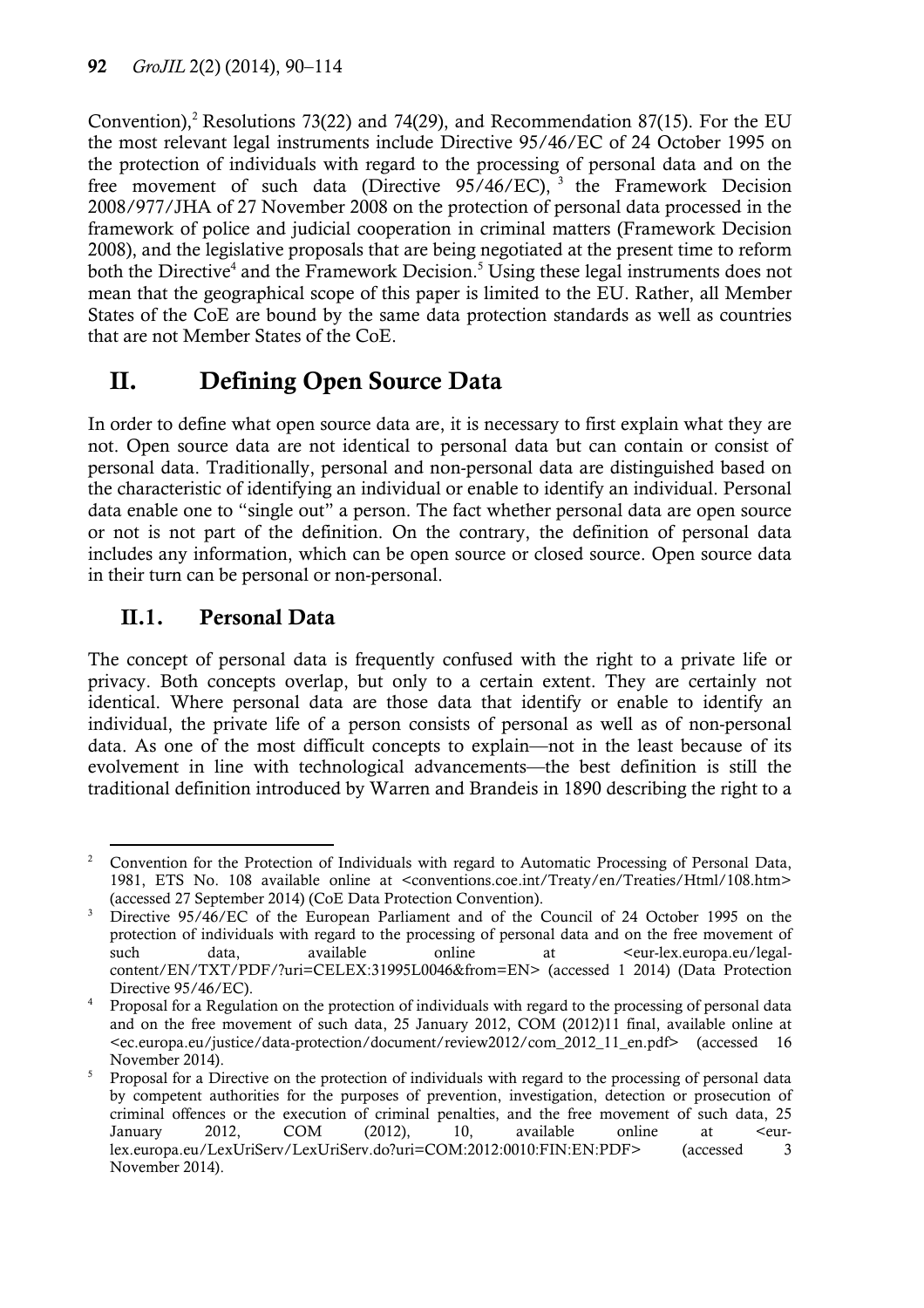Convention),[2] Resolutions 73(22) and 74(29), and Recommendation 87(15). For the EU the most relevant legal instruments include Directive 95/46/EC of 24 October 1995 on the protection of individuals with regard to the processing of personal data and on the free movement of such data (Directive 95/46/EC),[3] the Framework Decision 2008/977/JHA of 27 November 2008 on the protection of personal data processed in the framework of police and judicial cooperation in criminal matters (Framework Decision 2008), and the legislative proposals that are being negotiated at the present time to reform both the Directive[4] and the Framework Decision.[5] Using these legal instruments does not mean that the geographical scope of this paper is limited to the EU. Rather, all Member States of the CoE are bound by the same data protection standards as well as countries that are not Member States of the CoE.

## II. Defining Open Source Data

In order to define what open source data are, it is necessary to first explain what they are not. Open source data are not identical to personal data but can contain or consist of personal data. Traditionally, personal and non-personal data are distinguished based on the characteristic of identifying an individual or enable to identify an individual. Personal data enable one to "single out" a person. The fact whether personal data are open source or not is not part of the definition. On the contrary, the definition of personal data includes any information, which can be open source or closed source. Open source data in their turn can be personal or non-personal.

### II.1. Personal Data

The concept of personal data is frequently confused with the right to a private life or privacy. Both concepts overlap, but only to a certain extent. They are certainly not identical. Where personal data are those data that identify or enable to identify an individual, the private life of a person consists of personal as well as of non-personal data. As one of the most difficult concepts to explain—not in the least because of its evolvement in line with technological advancements—the best definition is still the traditional definition introduced by Warren and Brandeis in 1890 describing the right to a

---

[2] Convention for the Protection of Individuals with regard to Automatic Processing of Personal Data, 1981, ETS No. 108 available online at <conventions.coe.int/Treaty/en/Treaties/Html/108.htm> (accessed 27 September 2014) (CoE Data Protection Convention).

[3] Directive 95/46/EC of the European Parliament and of the Council of 24 October 1995 on the protection of individuals with regard to the processing of personal data and on the free movement of such data, available online at <eur-lex.europa.eu/legal-content/EN/TXT/PDF/?uri=CELEX:31995L0046&from=EN> (accessed 1 2014) (Data Protection Directive 95/46/EC).

[4] Proposal for a Regulation on the protection of individuals with regard to the processing of personal data and on the free movement of such data, 25 January 2012, COM (2012)11 final, available online at <ec.europa.eu/justice/data-protection/document/review2012/com_2012_11_en.pdf> (accessed 16 November 2014).

[5] Proposal for a Directive on the protection of individuals with regard to the processing of personal data by competent authorities for the purposes of prevention, investigation, detection or prosecution of criminal offences or the execution of criminal penalties, and the free movement of such data, 25 January 2012, COM (2012), 10, available online at <eur-lex.europa.eu/LexUriServ/LexUriServ.do?uri=COM:2012:0010:FIN:EN:PDF> (accessed 3 November 2014).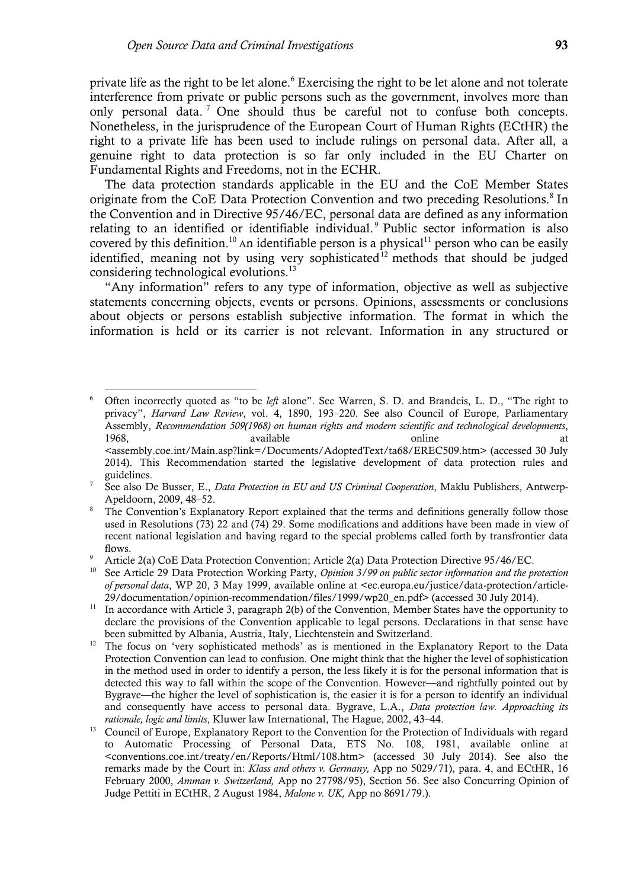private life as the right to be let alone.[6] Exercising the right to be let alone and not tolerate interference from private or public persons such as the government, involves more than only personal data.[7] One should thus be careful not to confuse both concepts. Nonetheless, in the jurisprudence of the European Court of Human Rights (ECtHR) the right to a private life has been used to include rulings on personal data. After all, a genuine right to data protection is so far only included in the EU Charter on Fundamental Rights and Freedoms, not in the ECHR.

The data protection standards applicable in the EU and the CoE Member States originate from the CoE Data Protection Convention and two preceding Resolutions.[8] In the Convention and in Directive 95/46/EC, personal data are defined as any information relating to an identified or identifiable individual.[9] Public sector information is also covered by this definition.[10] An identifiable person is a physical[11] person who can be easily identified, meaning not by using very sophisticated[12] methods that should be judged considering technological evolutions.[13]

"Any information" refers to any type of information, objective as well as subjective statements concerning objects, events or persons. Opinions, assessments or conclusions about objects or persons establish subjective information. The format in which the information is held or its carrier is not relevant. Information in any structured or

---

[6] Often incorrectly quoted as "to be *left* alone". See Warren, S. D. and Brandeis, L. D., "The right to privacy", *Harvard Law Review*, vol. 4, 1890, 193–220. See also Council of Europe, Parliamentary Assembly, *Recommendation 509(1968) on human rights and modern scientific and technological developments*, 1968, available online at <assembly.coe.int/Main.asp?link=/Documents/AdoptedText/ta68/EREC509.htm> (accessed 30 July 2014). This Recommendation started the legislative development of data protection rules and guidelines.

[7] See also De Busser, E., *Data Protection in EU and US Criminal Cooperation*, Maklu Publishers, Antwerp-Apeldoorn, 2009, 48–52.

[8] The Convention's Explanatory Report explained that the terms and definitions generally follow those used in Resolutions (73) 22 and (74) 29. Some modifications and additions have been made in view of recent national legislation and having regard to the special problems called forth by transfrontier data flows.

[9] Article 2(a) CoE Data Protection Convention; Article 2(a) Data Protection Directive 95/46/EC.

[10] See Article 29 Data Protection Working Party, *Opinion 3/99 on public sector information and the protection of personal data*, WP 20, 3 May 1999, available online at <ec.europa.eu/justice/data-protection/article-29/documentation/opinion-recommendation/files/1999/wp20_en.pdf> (accessed 30 July 2014).

[11] In accordance with Article 3, paragraph 2(b) of the Convention, Member States have the opportunity to declare the provisions of the Convention applicable to legal persons. Declarations in that sense have been submitted by Albania, Austria, Italy, Liechtenstein and Switzerland.

[12] The focus on 'very sophisticated methods' as is mentioned in the Explanatory Report to the Data Protection Convention can lead to confusion. One might think that the higher the level of sophistication in the method used in order to identify a person, the less likely it is for the personal information that is detected this way to fall within the scope of the Convention. However—and rightfully pointed out by Bygrave—the higher the level of sophistication is, the easier it is for a person to identify an individual and consequently have access to personal data. Bygrave, L.A., *Data protection law. Approaching its rationale, logic and limits*, Kluwer law International, The Hague, 2002, 43–44.

[13] Council of Europe, Explanatory Report to the Convention for the Protection of Individuals with regard to Automatic Processing of Personal Data, ETS No. 108, 1981, available online at <conventions.coe.int/treaty/en/Reports/Html/108.htm> (accessed 30 July 2014). See also the remarks made by the Court in: *Klass and others v. Germany,* App no 5029/71), para. 4, and ECtHR, 16 February 2000, *Amman v. Switzerland,* App no 27798/95), Section 56. See also Concurring Opinion of Judge Pettiti in ECtHR, 2 August 1984, *Malone v. UK,* App no 8691/79.).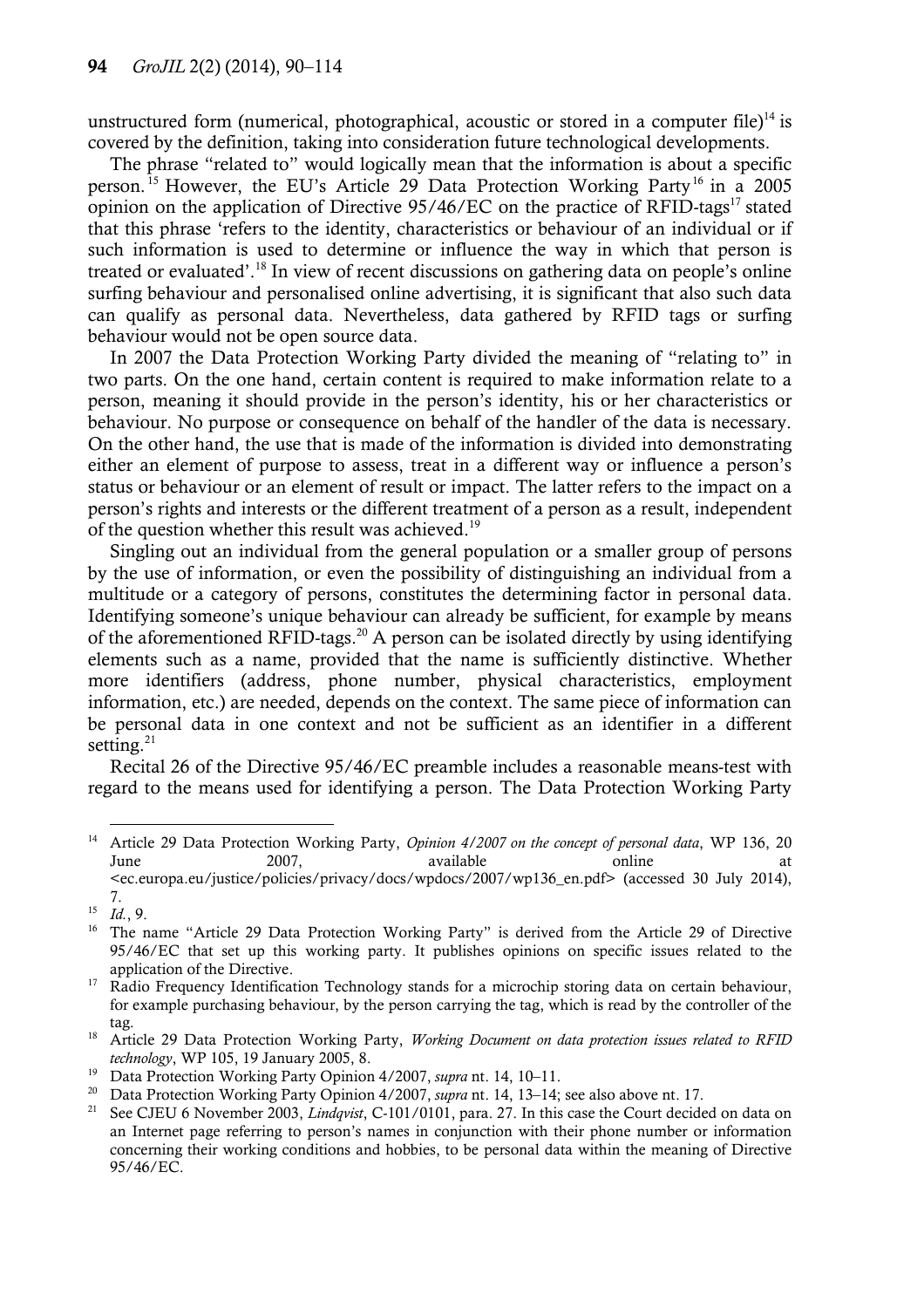unstructured form (numerical, photographical, acoustic or stored in a computer file)[14] is covered by the definition, taking into consideration future technological developments.

The phrase "related to" would logically mean that the information is about a specific person.[15] However, the EU's Article 29 Data Protection Working Party[16] in a 2005 opinion on the application of Directive 95/46/EC on the practice of RFID-tags[17] stated that this phrase 'refers to the identity, characteristics or behaviour of an individual or if such information is used to determine or influence the way in which that person is treated or evaluated'.[18] In view of recent discussions on gathering data on people's online surfing behaviour and personalised online advertising, it is significant that also such data can qualify as personal data. Nevertheless, data gathered by RFID tags or surfing behaviour would not be open source data.

In 2007 the Data Protection Working Party divided the meaning of "relating to" in two parts. On the one hand, certain content is required to make information relate to a person, meaning it should provide in the person's identity, his or her characteristics or behaviour. No purpose or consequence on behalf of the handler of the data is necessary. On the other hand, the use that is made of the information is divided into demonstrating either an element of purpose to assess, treat in a different way or influence a person's status or behaviour or an element of result or impact. The latter refers to the impact on a person's rights and interests or the different treatment of a person as a result, independent of the question whether this result was achieved.[19]

Singling out an individual from the general population or a smaller group of persons by the use of information, or even the possibility of distinguishing an individual from a multitude or a category of persons, constitutes the determining factor in personal data. Identifying someone's unique behaviour can already be sufficient, for example by means of the aforementioned RFID-tags.[20] A person can be isolated directly by using identifying elements such as a name, provided that the name is sufficiently distinctive. Whether more identifiers (address, phone number, physical characteristics, employment information, etc.) are needed, depends on the context. The same piece of information can be personal data in one context and not be sufficient as an identifier in a different setting.[21]

Recital 26 of the Directive 95/46/EC preamble includes a reasonable means-test with regard to the means used for identifying a person. The Data Protection Working Party

---

[14] Article 29 Data Protection Working Party, *Opinion 4/2007 on the concept of personal data*, WP 136, 20 June 2007, available online at <ec.europa.eu/justice/policies/privacy/docs/wpdocs/2007/wp136_en.pdf> (accessed 30 July 2014), 7.

[15] *Id.*, 9.

[16] The name "Article 29 Data Protection Working Party" is derived from the Article 29 of Directive 95/46/EC that set up this working party. It publishes opinions on specific issues related to the application of the Directive.

[17] Radio Frequency Identification Technology stands for a microchip storing data on certain behaviour, for example purchasing behaviour, by the person carrying the tag, which is read by the controller of the tag.

[18] Article 29 Data Protection Working Party, *Working Document on data protection issues related to RFID technology*, WP 105, 19 January 2005, 8.

[19] Data Protection Working Party Opinion 4/2007, *supra* nt. 14, 10–11.

[20] Data Protection Working Party Opinion 4/2007, *supra* nt. 14, 13–14; see also above nt. 17.

[21] See CJEU 6 November 2003, *Lindqvist*, C-101/0101, para. 27. In this case the Court decided on data on an Internet page referring to person's names in conjunction with their phone number or information concerning their working conditions and hobbies, to be personal data within the meaning of Directive 95/46/EC.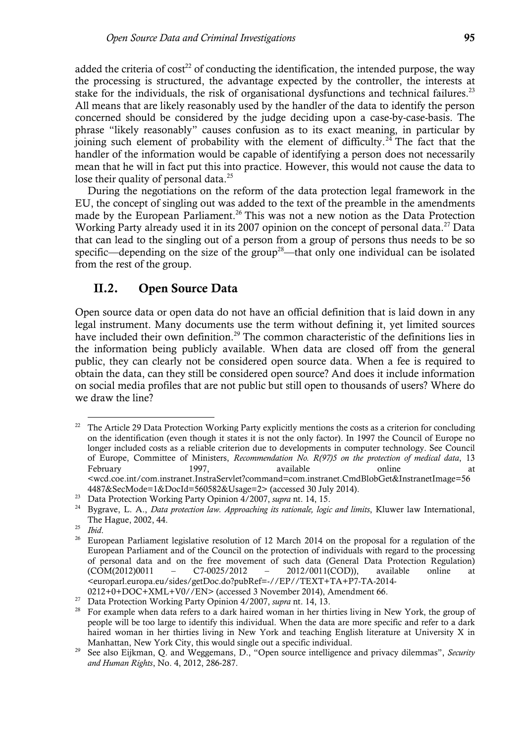added the criteria of cost[22] of conducting the identification, the intended purpose, the way the processing is structured, the advantage expected by the controller, the interests at stake for the individuals, the risk of organisational dysfunctions and technical failures.[23] All means that are likely reasonably used by the handler of the data to identify the person concerned should be considered by the judge deciding upon a case-by-case-basis. The phrase "likely reasonably" causes confusion as to its exact meaning, in particular by joining such element of probability with the element of difficulty.[24] The fact that the handler of the information would be capable of identifying a person does not necessarily mean that he will in fact put this into practice. However, this would not cause the data to lose their quality of personal data.[25]

During the negotiations on the reform of the data protection legal framework in the EU, the concept of singling out was added to the text of the preamble in the amendments made by the European Parliament.[26] This was not a new notion as the Data Protection Working Party already used it in its 2007 opinion on the concept of personal data.[27] Data that can lead to the singling out of a person from a group of persons thus needs to be so specific—depending on the size of the group[28]—that only one individual can be isolated from the rest of the group.

## II.2. Open Source Data

Open source data or open data do not have an official definition that is laid down in any legal instrument. Many documents use the term without defining it, yet limited sources have included their own definition.[29] The common characteristic of the definitions lies in the information being publicly available. When data are closed off from the general public, they can clearly not be considered open source data. When a fee is required to obtain the data, can they still be considered open source? And does it include information on social media profiles that are not public but still open to thousands of users? Where do we draw the line?

---

[22] The Article 29 Data Protection Working Party explicitly mentions the costs as a criterion for concluding on the identification (even though it states it is not the only factor). In 1997 the Council of Europe no longer included costs as a reliable criterion due to developments in computer technology. See Council of Europe, Committee of Ministers, *Recommendation No. R(97)5 on the protection of medical data*, 13 February 1997, available online at <wcd.coe.int/com.instranet.InstraServlet?command=com.instranet.CmdBlobGet&InstranetImage=564487&SecMode=1&DocId=560582&Usage=2> (accessed 30 July 2014).

[23] Data Protection Working Party Opinion 4/2007, *supra* nt. 14, 15.

[24] Bygrave, L. A., *Data protection law. Approaching its rationale, logic and limits*, Kluwer law International, The Hague, 2002, 44.

[25] *Ibid*.

[26] European Parliament legislative resolution of 12 March 2014 on the proposal for a regulation of the European Parliament and of the Council on the protection of individuals with regard to the processing of personal data and on the free movement of such data (General Data Protection Regulation) (COM(2012)0011 – C7-0025/2012 – 2012/0011(COD)), available online at <europarl.europa.eu/sides/getDoc.do?pubRef=-//EP//TEXT+TA+P7-TA-2014-0212+0+DOC+XML+V0//EN> (accessed 3 November 2014), Amendment 66.

[27] Data Protection Working Party Opinion 4/2007, *supra* nt. 14, 13.

[28] For example when data refers to a dark haired woman in her thirties living in New York, the group of people will be too large to identify this individual. When the data are more specific and refer to a dark haired woman in her thirties living in New York and teaching English literature at University X in Manhattan, New York City, this would single out a specific individual.

[29] See also Eijkman, Q. and Weggemans, D., "Open source intelligence and privacy dilemmas", *Security and Human Rights*, No. 4, 2012, 286-287.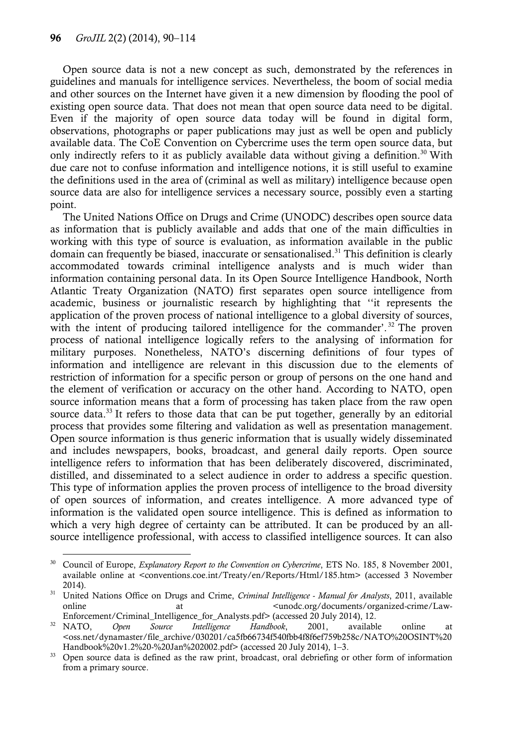Open source data is not a new concept as such, demonstrated by the references in guidelines and manuals for intelligence services. Nevertheless, the boom of social media and other sources on the Internet have given it a new dimension by flooding the pool of existing open source data. That does not mean that open source data need to be digital. Even if the majority of open source data today will be found in digital form, observations, photographs or paper publications may just as well be open and publicly available data. The CoE Convention on Cybercrime uses the term open source data, but only indirectly refers to it as publicly available data without giving a definition.[30] With due care not to confuse information and intelligence notions, it is still useful to examine the definitions used in the area of (criminal as well as military) intelligence because open source data are also for intelligence services a necessary source, possibly even a starting point.

The United Nations Office on Drugs and Crime (UNODC) describes open source data as information that is publicly available and adds that one of the main difficulties in working with this type of source is evaluation, as information available in the public domain can frequently be biased, inaccurate or sensationalised.[31] This definition is clearly accommodated towards criminal intelligence analysts and is much wider than information containing personal data. In its Open Source Intelligence Handbook, North Atlantic Treaty Organization (NATO) first separates open source intelligence from academic, business or journalistic research by highlighting that ''it represents the application of the proven process of national intelligence to a global diversity of sources, with the intent of producing tailored intelligence for the commander'.[32] The proven process of national intelligence logically refers to the analysing of information for military purposes. Nonetheless, NATO's discerning definitions of four types of information and intelligence are relevant in this discussion due to the elements of restriction of information for a specific person or group of persons on the one hand and the element of verification or accuracy on the other hand. According to NATO, open source information means that a form of processing has taken place from the raw open source data.[33] It refers to those data that can be put together, generally by an editorial process that provides some filtering and validation as well as presentation management. Open source information is thus generic information that is usually widely disseminated and includes newspapers, books, broadcast, and general daily reports. Open source intelligence refers to information that has been deliberately discovered, discriminated, distilled, and disseminated to a select audience in order to address a specific question. This type of information applies the proven process of intelligence to the broad diversity of open sources of information, and creates intelligence. A more advanced type of information is the validated open source intelligence. This is defined as information to which a very high degree of certainty can be attributed. It can be produced by an all-source intelligence professional, with access to classified intelligence sources. It can also

---

[30] Council of Europe, *Explanatory Report to the Convention on Cybercrime*, ETS No. 185, 8 November 2001, available online at <conventions.coe.int/Treaty/en/Reports/Html/185.htm> (accessed 3 November 2014).

[31] United Nations Office on Drugs and Crime, *Criminal Intelligence - Manual for Analysts*, 2011, available online at <unodc.org/documents/organized-crime/Law-Enforcement/Criminal_Intelligence_for_Analysts.pdf> (accessed 20 July 2014), 12.

[32] NATO, *Open Source Intelligence Handbook*, 2001, available online at <oss.net/dynamaster/file_archive/030201/ca5fb66734f540fbb4f8f6ef759b258c/NATO%20OSINT%20Handbook%20v1.2%20-%20Jan%202002.pdf> (accessed 20 July 2014), 1–3.

[33] Open source data is defined as the raw print, broadcast, oral debriefing or other form of information from a primary source.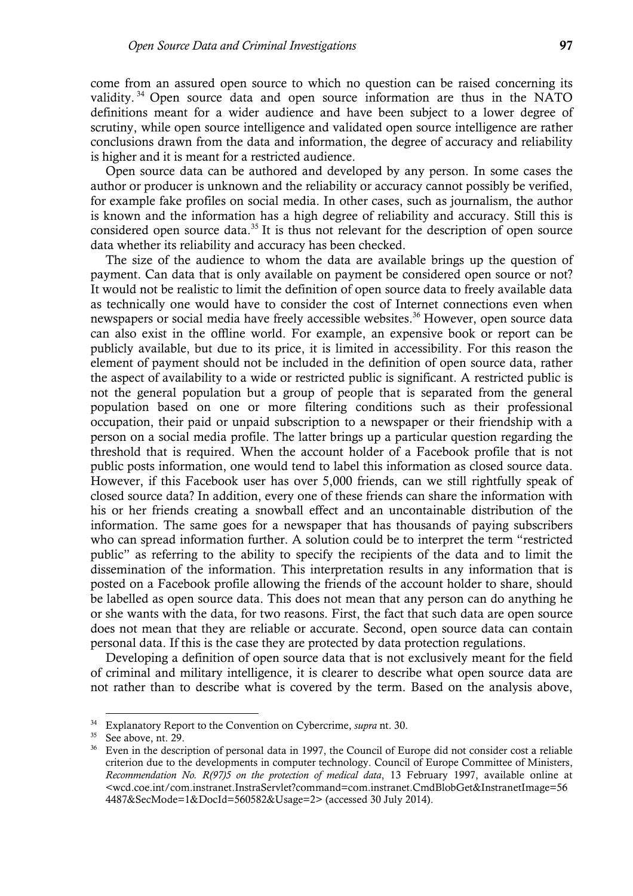come from an assured open source to which no question can be raised concerning its validity.[34] Open source data and open source information are thus in the NATO definitions meant for a wider audience and have been subject to a lower degree of scrutiny, while open source intelligence and validated open source intelligence are rather conclusions drawn from the data and information, the degree of accuracy and reliability is higher and it is meant for a restricted audience.

Open source data can be authored and developed by any person. In some cases the author or producer is unknown and the reliability or accuracy cannot possibly be verified, for example fake profiles on social media. In other cases, such as journalism, the author is known and the information has a high degree of reliability and accuracy. Still this is considered open source data.[35] It is thus not relevant for the description of open source data whether its reliability and accuracy has been checked.

The size of the audience to whom the data are available brings up the question of payment. Can data that is only available on payment be considered open source or not? It would not be realistic to limit the definition of open source data to freely available data as technically one would have to consider the cost of Internet connections even when newspapers or social media have freely accessible websites.[36] However, open source data can also exist in the offline world. For example, an expensive book or report can be publicly available, but due to its price, it is limited in accessibility. For this reason the element of payment should not be included in the definition of open source data, rather the aspect of availability to a wide or restricted public is significant. A restricted public is not the general population but a group of people that is separated from the general population based on one or more filtering conditions such as their professional occupation, their paid or unpaid subscription to a newspaper or their friendship with a person on a social media profile. The latter brings up a particular question regarding the threshold that is required. When the account holder of a Facebook profile that is not public posts information, one would tend to label this information as closed source data. However, if this Facebook user has over 5,000 friends, can we still rightfully speak of closed source data? In addition, every one of these friends can share the information with his or her friends creating a snowball effect and an uncontainable distribution of the information. The same goes for a newspaper that has thousands of paying subscribers who can spread information further. A solution could be to interpret the term "restricted public" as referring to the ability to specify the recipients of the data and to limit the dissemination of the information. This interpretation results in any information that is posted on a Facebook profile allowing the friends of the account holder to share, should be labelled as open source data. This does not mean that any person can do anything he or she wants with the data, for two reasons. First, the fact that such data are open source does not mean that they are reliable or accurate. Second, open source data can contain personal data. If this is the case they are protected by data protection regulations.

Developing a definition of open source data that is not exclusively meant for the field of criminal and military intelligence, it is clearer to describe what open source data are not rather than to describe what is covered by the term. Based on the analysis above,

---

[34] Explanatory Report to the Convention on Cybercrime, *supra* nt. 30.

[35] See above, nt. 29.

[36] Even in the description of personal data in 1997, the Council of Europe did not consider cost a reliable criterion due to the developments in computer technology. Council of Europe Committee of Ministers, *Recommendation No. R(97)5 on the protection of medical data*, 13 February 1997, available online at <wcd.coe.int/com.instranet.InstraServlet?command=com.instranet.CmdBlobGet&InstranetImage=564487&SecMode=1&DocId=560582&Usage=2> (accessed 30 July 2014).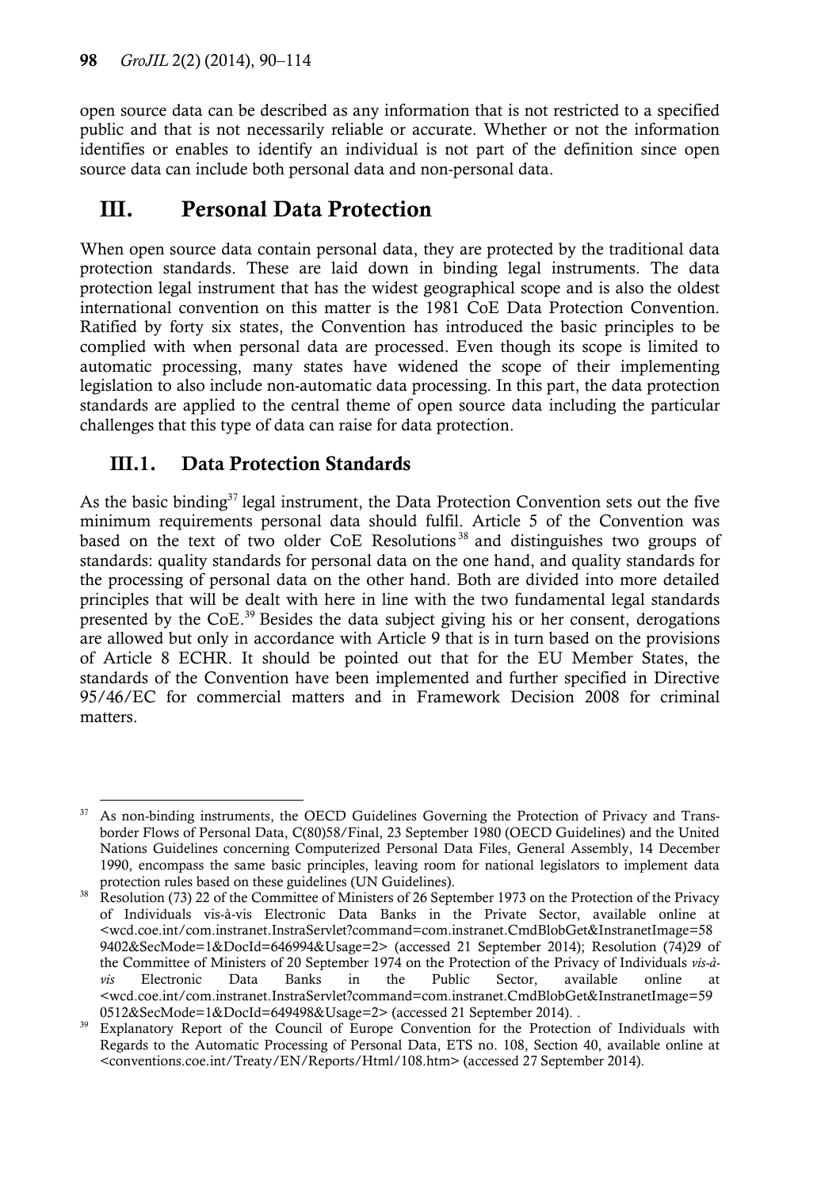open source data can be described as any information that is not restricted to a specified public and that is not necessarily reliable or accurate. Whether or not the information identifies or enables to identify an individual is not part of the definition since open source data can include both personal data and non-personal data.

# III. Personal Data Protection

When open source data contain personal data, they are protected by the traditional data protection standards. These are laid down in binding legal instruments. The data protection legal instrument that has the widest geographical scope and is also the oldest international convention on this matter is the 1981 CoE Data Protection Convention. Ratified by forty six states, the Convention has introduced the basic principles to be complied with when personal data are processed. Even though its scope is limited to automatic processing, many states have widened the scope of their implementing legislation to also include non-automatic data processing. In this part, the data protection standards are applied to the central theme of open source data including the particular challenges that this type of data can raise for data protection.

## III.1. Data Protection Standards

As the basic binding[37] legal instrument, the Data Protection Convention sets out the five minimum requirements personal data should fulfil. Article 5 of the Convention was based on the text of two older CoE Resolutions[38] and distinguishes two groups of standards: quality standards for personal data on the one hand, and quality standards for the processing of personal data on the other hand. Both are divided into more detailed principles that will be dealt with here in line with the two fundamental legal standards presented by the CoE.[39] Besides the data subject giving his or her consent, derogations are allowed but only in accordance with Article 9 that is in turn based on the provisions of Article 8 ECHR. It should be pointed out that for the EU Member States, the standards of the Convention have been implemented and further specified in Directive 95/46/EC for commercial matters and in Framework Decision 2008 for criminal matters.

---

[37] As non-binding instruments, the OECD Guidelines Governing the Protection of Privacy and Trans-border Flows of Personal Data, C(80)58/Final, 23 September 1980 (OECD Guidelines) and the United Nations Guidelines concerning Computerized Personal Data Files, General Assembly, 14 December 1990, encompass the same basic principles, leaving room for national legislators to implement data protection rules based on these guidelines (UN Guidelines).

[38] Resolution (73) 22 of the Committee of Ministers of 26 September 1973 on the Protection of the Privacy of Individuals vis-à-vis Electronic Data Banks in the Private Sector, available online at <wcd.coe.int/com.instranet.InstraServlet?command=com.instranet.CmdBlobGet&InstranetImage=589402&SecMode=1&DocId=646994&Usage=2> (accessed 21 September 2014); Resolution (74)29 of the Committee of Ministers of 20 September 1974 on the Protection of the Privacy of Individuals *vis-à-vis* Electronic Data Banks in the Public Sector, available online at <wcd.coe.int/com.instranet.InstraServlet?command=com.instranet.CmdBlobGet&InstranetImage=590512&SecMode=1&DocId=649498&Usage=2> (accessed 21 September 2014). .

[39] Explanatory Report of the Council of Europe Convention for the Protection of Individuals with Regards to the Automatic Processing of Personal Data, ETS no. 108, Section 40, available online at <conventions.coe.int/Treaty/EN/Reports/Html/108.htm> (accessed 27 September 2014).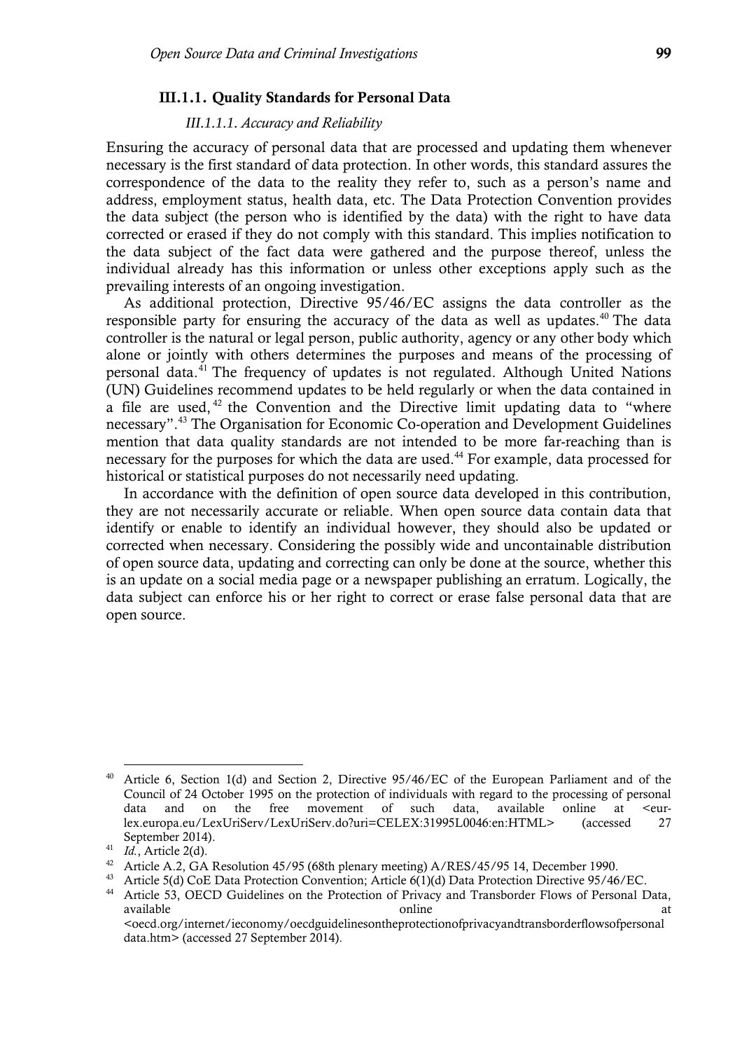### III.1.1. Quality Standards for Personal Data

#### *III.1.1.1. Accuracy and Reliability*

Ensuring the accuracy of personal data that are processed and updating them whenever necessary is the first standard of data protection. In other words, this standard assures the correspondence of the data to the reality they refer to, such as a person's name and address, employment status, health data, etc. The Data Protection Convention provides the data subject (the person who is identified by the data) with the right to have data corrected or erased if they do not comply with this standard. This implies notification to the data subject of the fact data were gathered and the purpose thereof, unless the individual already has this information or unless other exceptions apply such as the prevailing interests of an ongoing investigation.

As additional protection, Directive 95/46/EC assigns the data controller as the responsible party for ensuring the accuracy of the data as well as updates.[40] The data controller is the natural or legal person, public authority, agency or any other body which alone or jointly with others determines the purposes and means of the processing of personal data.[41] The frequency of updates is not regulated. Although United Nations (UN) Guidelines recommend updates to be held regularly or when the data contained in a file are used,[42] the Convention and the Directive limit updating data to "where necessary".[43] The Organisation for Economic Co-operation and Development Guidelines mention that data quality standards are not intended to be more far-reaching than is necessary for the purposes for which the data are used.[44] For example, data processed for historical or statistical purposes do not necessarily need updating.

In accordance with the definition of open source data developed in this contribution, they are not necessarily accurate or reliable. When open source data contain data that identify or enable to identify an individual however, they should also be updated or corrected when necessary. Considering the possibly wide and uncontainable distribution of open source data, updating and correcting can only be done at the source, whether this is an update on a social media page or a newspaper publishing an erratum. Logically, the data subject can enforce his or her right to correct or erase false personal data that are open source.

---

[40] Article 6, Section 1(d) and Section 2, Directive 95/46/EC of the European Parliament and of the Council of 24 October 1995 on the protection of individuals with regard to the processing of personal data and on the free movement of such data, available online at <eur-lex.europa.eu/LexUriServ/LexUriServ.do?uri=CELEX:31995L0046:en:HTML> (accessed 27 September 2014).

[41] *Id.*, Article 2(d).

[42] Article A.2, GA Resolution 45/95 (68th plenary meeting) A/RES/45/95 14, December 1990.

[43] Article 5(d) CoE Data Protection Convention; Article 6(1)(d) Data Protection Directive 95/46/EC.

[44] Article 53, OECD Guidelines on the Protection of Privacy and Transborder Flows of Personal Data, available online at <oecd.org/internet/ieconomy/oecdguidelinesontheprotectionofprivacyandtransborderflowsofpersonaldata.htm> (accessed 27 September 2014).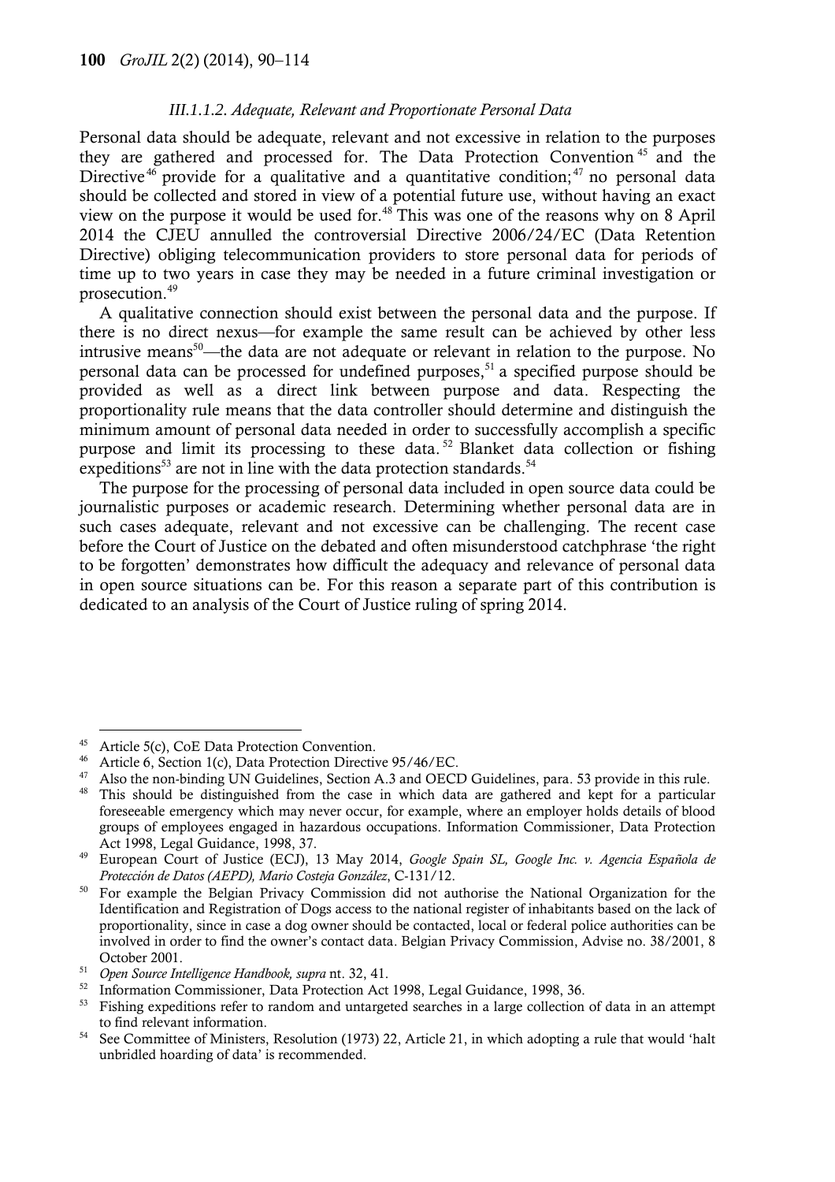#### *III.1.1.2. Adequate, Relevant and Proportionate Personal Data*

Personal data should be adequate, relevant and not excessive in relation to the purposes they are gathered and processed for. The Data Protection Convention [45] and the Directive [46] provide for a qualitative and a quantitative condition; [47] no personal data should be collected and stored in view of a potential future use, without having an exact view on the purpose it would be used for.[48] This was one of the reasons why on 8 April 2014 the CJEU annulled the controversial Directive 2006/24/EC (Data Retention Directive) obliging telecommunication providers to store personal data for periods of time up to two years in case they may be needed in a future criminal investigation or prosecution.[49]

A qualitative connection should exist between the personal data and the purpose. If there is no direct nexus—for example the same result can be achieved by other less intrusive means[50]—the data are not adequate or relevant in relation to the purpose. No personal data can be processed for undefined purposes,[51] a specified purpose should be provided as well as a direct link between purpose and data. Respecting the proportionality rule means that the data controller should determine and distinguish the minimum amount of personal data needed in order to successfully accomplish a specific purpose and limit its processing to these data.[52] Blanket data collection or fishing expeditions[53] are not in line with the data protection standards.[54]

The purpose for the processing of personal data included in open source data could be journalistic purposes or academic research. Determining whether personal data are in such cases adequate, relevant and not excessive can be challenging. The recent case before the Court of Justice on the debated and often misunderstood catchphrase 'the right to be forgotten' demonstrates how difficult the adequacy and relevance of personal data in open source situations can be. For this reason a separate part of this contribution is dedicated to an analysis of the Court of Justice ruling of spring 2014.

---

[45] Article 5(c), CoE Data Protection Convention.

[46] Article 6, Section 1(c), Data Protection Directive 95/46/EC.

[47] Also the non-binding UN Guidelines, Section A.3 and OECD Guidelines, para. 53 provide in this rule.

[48] This should be distinguished from the case in which data are gathered and kept for a particular foreseeable emergency which may never occur, for example, where an employer holds details of blood groups of employees engaged in hazardous occupations. Information Commissioner, Data Protection Act 1998, Legal Guidance, 1998, 37.

[49] European Court of Justice (ECJ), 13 May 2014, *Google Spain SL, Google Inc. v. Agencia Española de Protección de Datos (AEPD), Mario Costeja González*, C-131/12.

[50] For example the Belgian Privacy Commission did not authorise the National Organization for the Identification and Registration of Dogs access to the national register of inhabitants based on the lack of proportionality, since in case a dog owner should be contacted, local or federal police authorities can be involved in order to find the owner's contact data. Belgian Privacy Commission, Advise no. 38/2001, 8 October 2001.

[51] *Open Source Intelligence Handbook, supra* nt. 32, 41.

[52] Information Commissioner, Data Protection Act 1998, Legal Guidance, 1998, 36.

[53] Fishing expeditions refer to random and untargeted searches in a large collection of data in an attempt to find relevant information.

[54] See Committee of Ministers, Resolution (1973) 22, Article 21, in which adopting a rule that would 'halt unbridled hoarding of data' is recommended.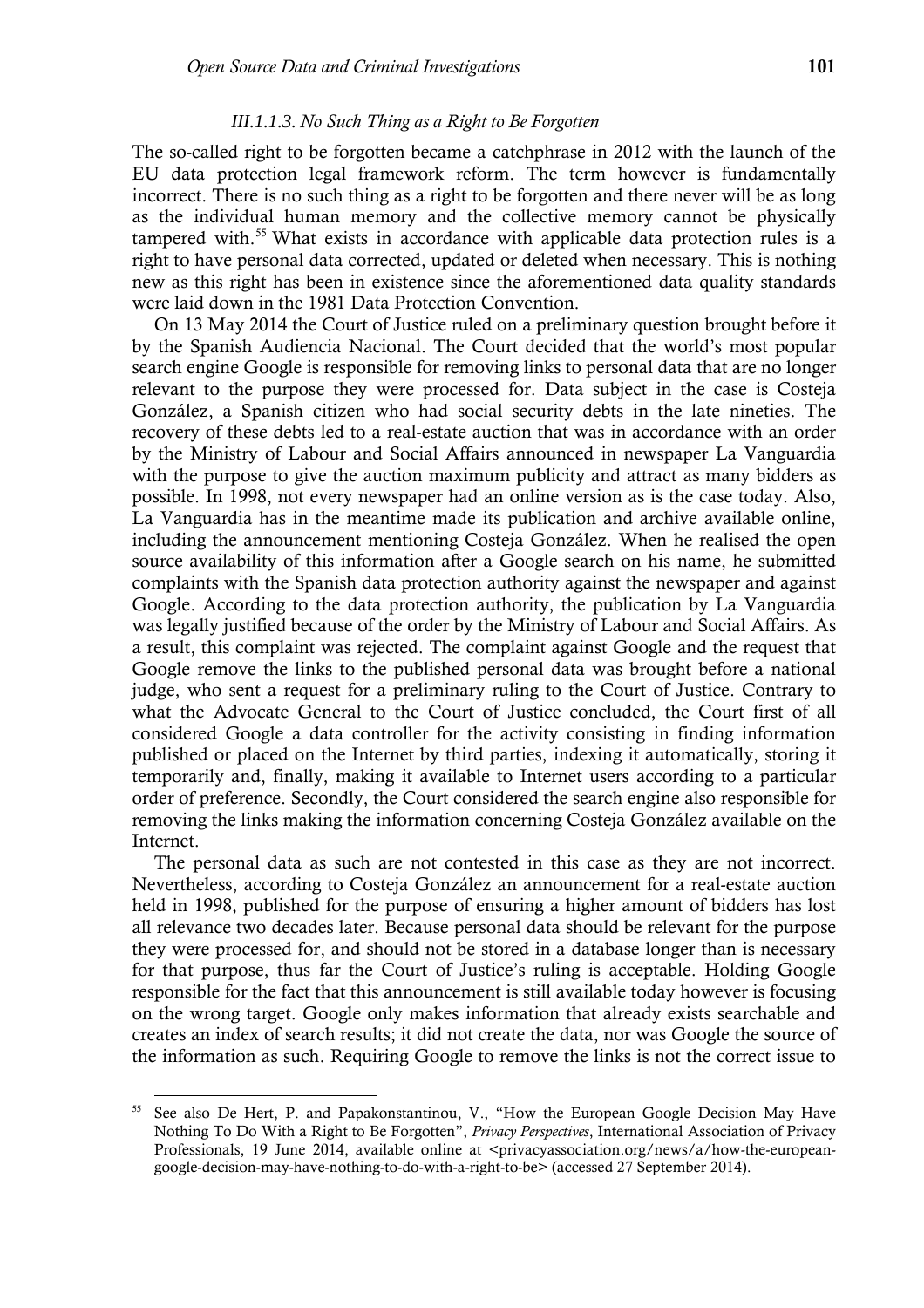#### *III.1.1.3. No Such Thing as a Right to Be Forgotten*

The so-called right to be forgotten became a catchphrase in 2012 with the launch of the EU data protection legal framework reform. The term however is fundamentally incorrect. There is no such thing as a right to be forgotten and there never will be as long as the individual human memory and the collective memory cannot be physically tampered with.[55] What exists in accordance with applicable data protection rules is a right to have personal data corrected, updated or deleted when necessary. This is nothing new as this right has been in existence since the aforementioned data quality standards were laid down in the 1981 Data Protection Convention.

On 13 May 2014 the Court of Justice ruled on a preliminary question brought before it by the Spanish Audiencia Nacional. The Court decided that the world's most popular search engine Google is responsible for removing links to personal data that are no longer relevant to the purpose they were processed for. Data subject in the case is Costeja González, a Spanish citizen who had social security debts in the late nineties. The recovery of these debts led to a real-estate auction that was in accordance with an order by the Ministry of Labour and Social Affairs announced in newspaper La Vanguardia with the purpose to give the auction maximum publicity and attract as many bidders as possible. In 1998, not every newspaper had an online version as is the case today. Also, La Vanguardia has in the meantime made its publication and archive available online, including the announcement mentioning Costeja González. When he realised the open source availability of this information after a Google search on his name, he submitted complaints with the Spanish data protection authority against the newspaper and against Google. According to the data protection authority, the publication by La Vanguardia was legally justified because of the order by the Ministry of Labour and Social Affairs. As a result, this complaint was rejected. The complaint against Google and the request that Google remove the links to the published personal data was brought before a national judge, who sent a request for a preliminary ruling to the Court of Justice. Contrary to what the Advocate General to the Court of Justice concluded, the Court first of all considered Google a data controller for the activity consisting in finding information published or placed on the Internet by third parties, indexing it automatically, storing it temporarily and, finally, making it available to Internet users according to a particular order of preference. Secondly, the Court considered the search engine also responsible for removing the links making the information concerning Costeja González available on the Internet.

The personal data as such are not contested in this case as they are not incorrect. Nevertheless, according to Costeja González an announcement for a real-estate auction held in 1998, published for the purpose of ensuring a higher amount of bidders has lost all relevance two decades later. Because personal data should be relevant for the purpose they were processed for, and should not be stored in a database longer than is necessary for that purpose, thus far the Court of Justice's ruling is acceptable. Holding Google responsible for the fact that this announcement is still available today however is focusing on the wrong target. Google only makes information that already exists searchable and creates an index of search results; it did not create the data, nor was Google the source of the information as such. Requiring Google to remove the links is not the correct issue to

---

[55] See also De Hert, P. and Papakonstantinou, V., "How the European Google Decision May Have Nothing To Do With a Right to Be Forgotten", *Privacy Perspectives*, International Association of Privacy Professionals, 19 June 2014, available online at <privacyassociation.org/news/a/how-the-european-google-decision-may-have-nothing-to-do-with-a-right-to-be> (accessed 27 September 2014).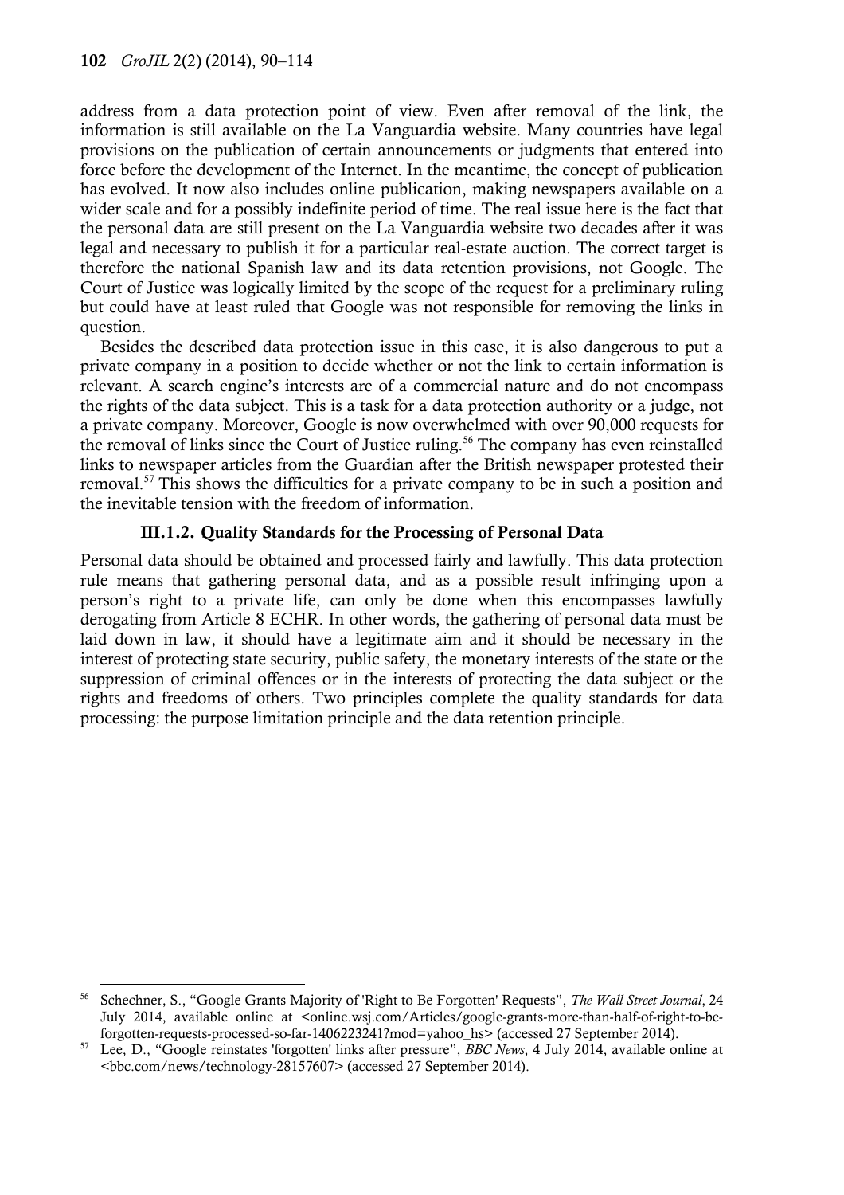address from a data protection point of view. Even after removal of the link, the information is still available on the La Vanguardia website. Many countries have legal provisions on the publication of certain announcements or judgments that entered into force before the development of the Internet. In the meantime, the concept of publication has evolved. It now also includes online publication, making newspapers available on a wider scale and for a possibly indefinite period of time. The real issue here is the fact that the personal data are still present on the La Vanguardia website two decades after it was legal and necessary to publish it for a particular real-estate auction. The correct target is therefore the national Spanish law and its data retention provisions, not Google. The Court of Justice was logically limited by the scope of the request for a preliminary ruling but could have at least ruled that Google was not responsible for removing the links in question.

Besides the described data protection issue in this case, it is also dangerous to put a private company in a position to decide whether or not the link to certain information is relevant. A search engine's interests are of a commercial nature and do not encompass the rights of the data subject. This is a task for a data protection authority or a judge, not a private company. Moreover, Google is now overwhelmed with over 90,000 requests for the removal of links since the Court of Justice ruling.[56] The company has even reinstalled links to newspaper articles from the Guardian after the British newspaper protested their removal.[57] This shows the difficulties for a private company to be in such a position and the inevitable tension with the freedom of information.

#### III.1.2. Quality Standards for the Processing of Personal Data

Personal data should be obtained and processed fairly and lawfully. This data protection rule means that gathering personal data, and as a possible result infringing upon a person's right to a private life, can only be done when this encompasses lawfully derogating from Article 8 ECHR. In other words, the gathering of personal data must be laid down in law, it should have a legitimate aim and it should be necessary in the interest of protecting state security, public safety, the monetary interests of the state or the suppression of criminal offences or in the interests of protecting the data subject or the rights and freedoms of others. Two principles complete the quality standards for data processing: the purpose limitation principle and the data retention principle.

---

[56] Schechner, S., "Google Grants Majority of 'Right to Be Forgotten' Requests", *The Wall Street Journal*, 24 July 2014, available online at <online.wsj.com/Articles/google-grants-more-than-half-of-right-to-be-forgotten-requests-processed-so-far-1406223241?mod=yahoo_hs> (accessed 27 September 2014).

[57] Lee, D., "Google reinstates 'forgotten' links after pressure", *BBC News*, 4 July 2014, available online at <bbc.com/news/technology-28157607> (accessed 27 September 2014).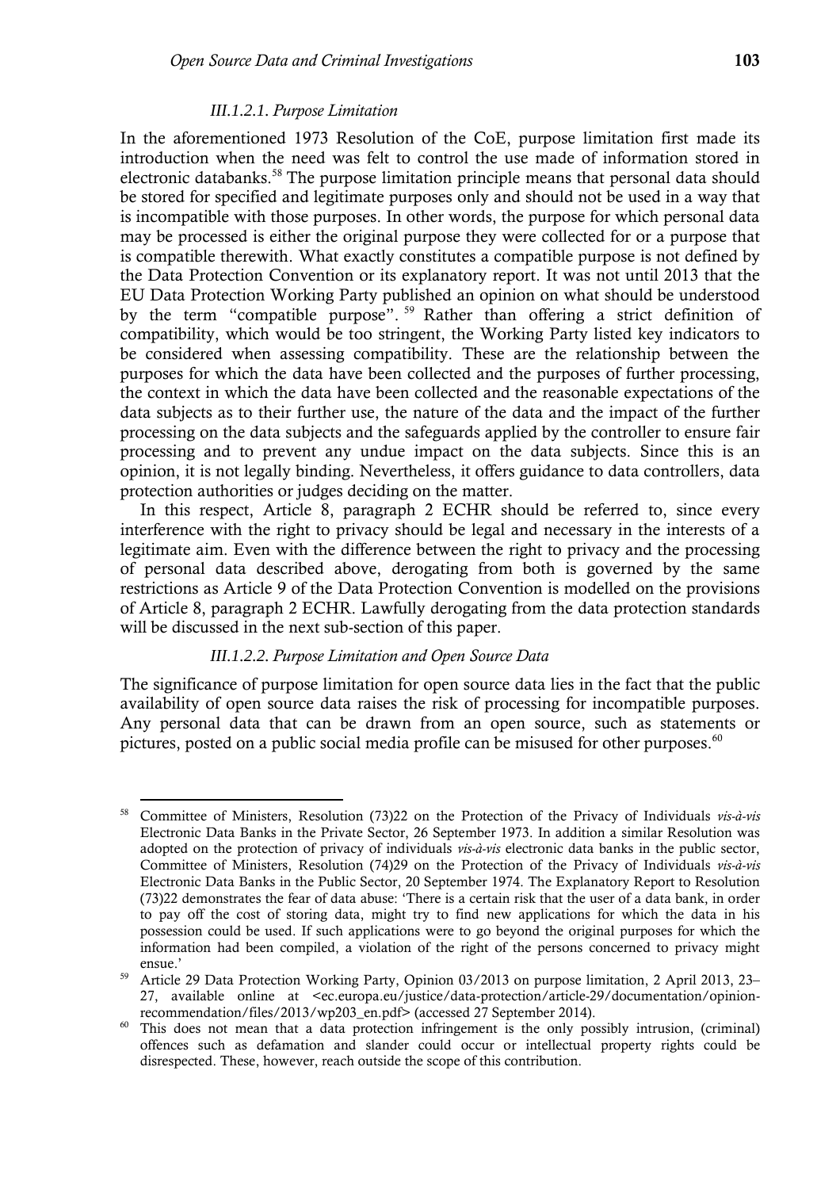#### III.1.2.1. Purpose Limitation

In the aforementioned 1973 Resolution of the CoE, purpose limitation first made its introduction when the need was felt to control the use made of information stored in electronic databanks.[58] The purpose limitation principle means that personal data should be stored for specified and legitimate purposes only and should not be used in a way that is incompatible with those purposes. In other words, the purpose for which personal data may be processed is either the original purpose they were collected for or a purpose that is compatible therewith. What exactly constitutes a compatible purpose is not defined by the Data Protection Convention or its explanatory report. It was not until 2013 that the EU Data Protection Working Party published an opinion on what should be understood by the term "compatible purpose".[59] Rather than offering a strict definition of compatibility, which would be too stringent, the Working Party listed key indicators to be considered when assessing compatibility. These are the relationship between the purposes for which the data have been collected and the purposes of further processing, the context in which the data have been collected and the reasonable expectations of the data subjects as to their further use, the nature of the data and the impact of the further processing on the data subjects and the safeguards applied by the controller to ensure fair processing and to prevent any undue impact on the data subjects. Since this is an opinion, it is not legally binding. Nevertheless, it offers guidance to data controllers, data protection authorities or judges deciding on the matter.

In this respect, Article 8, paragraph 2 ECHR should be referred to, since every interference with the right to privacy should be legal and necessary in the interests of a legitimate aim. Even with the difference between the right to privacy and the processing of personal data described above, derogating from both is governed by the same restrictions as Article 9 of the Data Protection Convention is modelled on the provisions of Article 8, paragraph 2 ECHR. Lawfully derogating from the data protection standards will be discussed in the next sub-section of this paper.

#### III.1.2.2. Purpose Limitation and Open Source Data

The significance of purpose limitation for open source data lies in the fact that the public availability of open source data raises the risk of processing for incompatible purposes. Any personal data that can be drawn from an open source, such as statements or pictures, posted on a public social media profile can be misused for other purposes.[60]

---

[58] Committee of Ministers, Resolution (73)22 on the Protection of the Privacy of Individuals *vis-à-vis* Electronic Data Banks in the Private Sector, 26 September 1973. In addition a similar Resolution was adopted on the protection of privacy of individuals *vis-à-vis* electronic data banks in the public sector, Committee of Ministers, Resolution (74)29 on the Protection of the Privacy of Individuals *vis-à-vis* Electronic Data Banks in the Public Sector, 20 September 1974. The Explanatory Report to Resolution (73)22 demonstrates the fear of data abuse: 'There is a certain risk that the user of a data bank, in order to pay off the cost of storing data, might try to find new applications for which the data in his possession could be used. If such applications were to go beyond the original purposes for which the information had been compiled, a violation of the right of the persons concerned to privacy might ensue.'

[59] Article 29 Data Protection Working Party, Opinion 03/2013 on purpose limitation, 2 April 2013, 23–27, available online at <ec.europa.eu/justice/data-protection/article-29/documentation/opinion-recommendation/files/2013/wp203_en.pdf> (accessed 27 September 2014).

[60] This does not mean that a data protection infringement is the only possibly intrusion, (criminal) offences such as defamation and slander could occur or intellectual property rights could be disrespected. These, however, reach outside the scope of this contribution.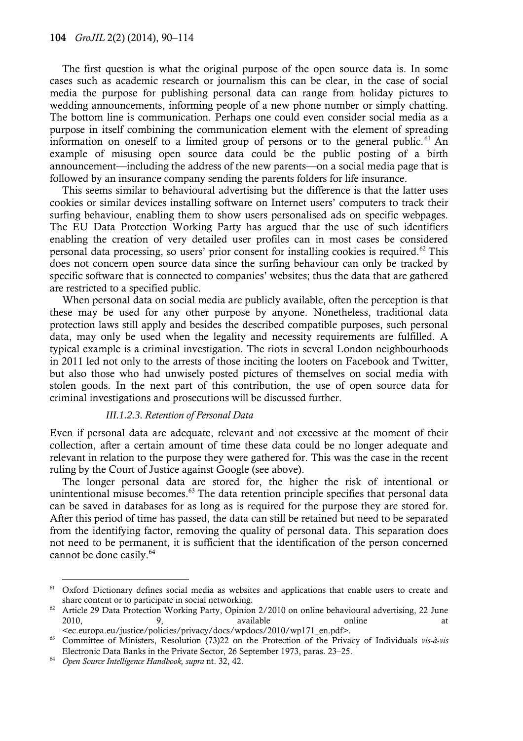The first question is what the original purpose of the open source data is. In some cases such as academic research or journalism this can be clear, in the case of social media the purpose for publishing personal data can range from holiday pictures to wedding announcements, informing people of a new phone number or simply chatting. The bottom line is communication. Perhaps one could even consider social media as a purpose in itself combining the communication element with the element of spreading information on oneself to a limited group of persons or to the general public.[61] An example of misusing open source data could be the public posting of a birth announcement—including the address of the new parents—on a social media page that is followed by an insurance company sending the parents folders for life insurance.

This seems similar to behavioural advertising but the difference is that the latter uses cookies or similar devices installing software on Internet users' computers to track their surfing behaviour, enabling them to show users personalised ads on specific webpages. The EU Data Protection Working Party has argued that the use of such identifiers enabling the creation of very detailed user profiles can in most cases be considered personal data processing, so users' prior consent for installing cookies is required.[62] This does not concern open source data since the surfing behaviour can only be tracked by specific software that is connected to companies' websites; thus the data that are gathered are restricted to a specified public.

When personal data on social media are publicly available, often the perception is that these may be used for any other purpose by anyone. Nonetheless, traditional data protection laws still apply and besides the described compatible purposes, such personal data, may only be used when the legality and necessity requirements are fulfilled. A typical example is a criminal investigation. The riots in several London neighbourhoods in 2011 led not only to the arrests of those inciting the looters on Facebook and Twitter, but also those who had unwisely posted pictures of themselves on social media with stolen goods. In the next part of this contribution, the use of open source data for criminal investigations and prosecutions will be discussed further.

##### *III.1.2.3. Retention of Personal Data*

Even if personal data are adequate, relevant and not excessive at the moment of their collection, after a certain amount of time these data could be no longer adequate and relevant in relation to the purpose they were gathered for. This was the case in the recent ruling by the Court of Justice against Google (see above).

The longer personal data are stored for, the higher the risk of intentional or unintentional misuse becomes.[63] The data retention principle specifies that personal data can be saved in databases for as long as is required for the purpose they are stored for. After this period of time has passed, the data can still be retained but need to be separated from the identifying factor, removing the quality of personal data. This separation does not need to be permanent, it is sufficient that the identification of the person concerned cannot be done easily.[64]

---

[61] Oxford Dictionary defines social media as websites and applications that enable users to create and share content or to participate in social networking.

[62] Article 29 Data Protection Working Party, Opinion 2/2010 on online behavioural advertising, 22 June 2010, 9, available online at <ec.europa.eu/justice/policies/privacy/docs/wpdocs/2010/wp171_en.pdf>.

[63] Committee of Ministers, Resolution (73)22 on the Protection of the Privacy of Individuals *vis-à-vis* Electronic Data Banks in the Private Sector, 26 September 1973, paras. 23–25.

[64] *Open Source Intelligence Handbook, supra* nt. 32, 42.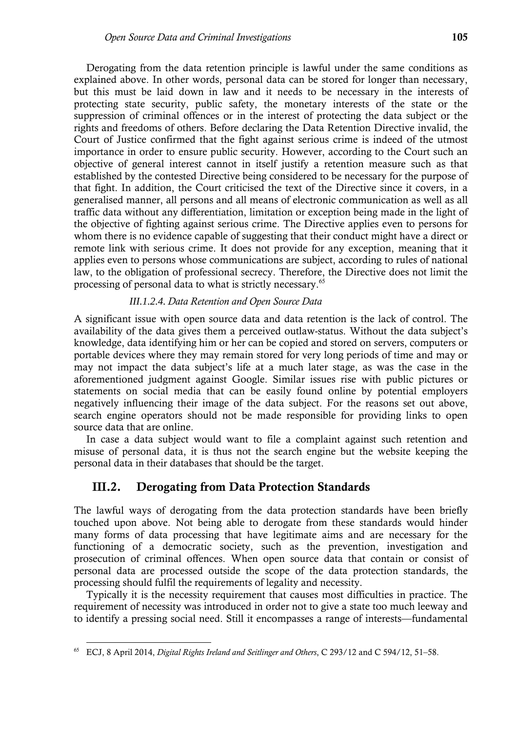Derogating from the data retention principle is lawful under the same conditions as explained above. In other words, personal data can be stored for longer than necessary, but this must be laid down in law and it needs to be necessary in the interests of protecting state security, public safety, the monetary interests of the state or the suppression of criminal offences or in the interest of protecting the data subject or the rights and freedoms of others. Before declaring the Data Retention Directive invalid, the Court of Justice confirmed that the fight against serious crime is indeed of the utmost importance in order to ensure public security. However, according to the Court such an objective of general interest cannot in itself justify a retention measure such as that established by the contested Directive being considered to be necessary for the purpose of that fight. In addition, the Court criticised the text of the Directive since it covers, in a generalised manner, all persons and all means of electronic communication as well as all traffic data without any differentiation, limitation or exception being made in the light of the objective of fighting against serious crime. The Directive applies even to persons for whom there is no evidence capable of suggesting that their conduct might have a direct or remote link with serious crime. It does not provide for any exception, meaning that it applies even to persons whose communications are subject, according to rules of national law, to the obligation of professional secrecy. Therefore, the Directive does not limit the processing of personal data to what is strictly necessary.[65]

#### *III.1.2.4. Data Retention and Open Source Data*

A significant issue with open source data and data retention is the lack of control. The availability of the data gives them a perceived outlaw-status. Without the data subject's knowledge, data identifying him or her can be copied and stored on servers, computers or portable devices where they may remain stored for very long periods of time and may or may not impact the data subject's life at a much later stage, as was the case in the aforementioned judgment against Google. Similar issues rise with public pictures or statements on social media that can be easily found online by potential employers negatively influencing their image of the data subject. For the reasons set out above, search engine operators should not be made responsible for providing links to open source data that are online.

In case a data subject would want to file a complaint against such retention and misuse of personal data, it is thus not the search engine but the website keeping the personal data in their databases that should be the target.

## III.2. Derogating from Data Protection Standards

The lawful ways of derogating from the data protection standards have been briefly touched upon above. Not being able to derogate from these standards would hinder many forms of data processing that have legitimate aims and are necessary for the functioning of a democratic society, such as the prevention, investigation and prosecution of criminal offences. When open source data that contain or consist of personal data are processed outside the scope of the data protection standards, the processing should fulfil the requirements of legality and necessity.

Typically it is the necessity requirement that causes most difficulties in practice. The requirement of necessity was introduced in order not to give a state too much leeway and to identify a pressing social need. Still it encompasses a range of interests—fundamental

---

[65] ECJ, 8 April 2014, *Digital Rights Ireland and Seitlinger and Others*, C 293/12 and C 594/12, 51–58.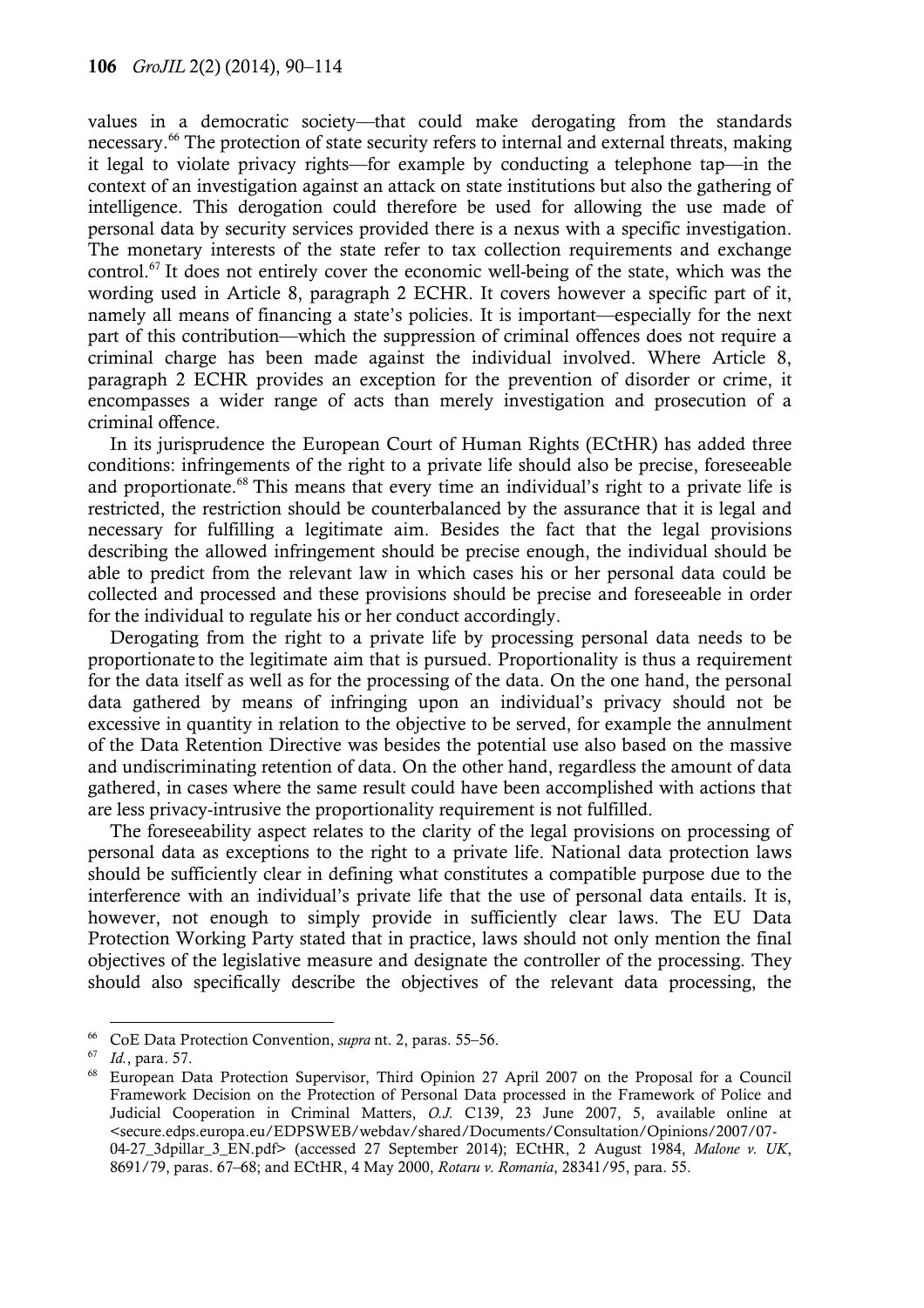values in a democratic society—that could make derogating from the standards necessary.[66] The protection of state security refers to internal and external threats, making it legal to violate privacy rights—for example by conducting a telephone tap—in the context of an investigation against an attack on state institutions but also the gathering of intelligence. This derogation could therefore be used for allowing the use made of personal data by security services provided there is a nexus with a specific investigation. The monetary interests of the state refer to tax collection requirements and exchange control.[67] It does not entirely cover the economic well-being of the state, which was the wording used in Article 8, paragraph 2 ECHR. It covers however a specific part of it, namely all means of financing a state's policies. It is important—especially for the next part of this contribution—which the suppression of criminal offences does not require a criminal charge has been made against the individual involved. Where Article 8, paragraph 2 ECHR provides an exception for the prevention of disorder or crime, it encompasses a wider range of acts than merely investigation and prosecution of a criminal offence.

In its jurisprudence the European Court of Human Rights (ECtHR) has added three conditions: infringements of the right to a private life should also be precise, foreseeable and proportionate.[68] This means that every time an individual's right to a private life is restricted, the restriction should be counterbalanced by the assurance that it is legal and necessary for fulfilling a legitimate aim. Besides the fact that the legal provisions describing the allowed infringement should be precise enough, the individual should be able to predict from the relevant law in which cases his or her personal data could be collected and processed and these provisions should be precise and foreseeable in order for the individual to regulate his or her conduct accordingly.

Derogating from the right to a private life by processing personal data needs to be proportionate to the legitimate aim that is pursued. Proportionality is thus a requirement for the data itself as well as for the processing of the data. On the one hand, the personal data gathered by means of infringing upon an individual's privacy should not be excessive in quantity in relation to the objective to be served, for example the annulment of the Data Retention Directive was besides the potential use also based on the massive and undiscriminating retention of data. On the other hand, regardless the amount of data gathered, in cases where the same result could have been accomplished with actions that are less privacy-intrusive the proportionality requirement is not fulfilled.

The foreseeability aspect relates to the clarity of the legal provisions on processing of personal data as exceptions to the right to a private life. National data protection laws should be sufficiently clear in defining what constitutes a compatible purpose due to the interference with an individual's private life that the use of personal data entails. It is, however, not enough to simply provide in sufficiently clear laws. The EU Data Protection Working Party stated that in practice, laws should not only mention the final objectives of the legislative measure and designate the controller of the processing. They should also specifically describe the objectives of the relevant data processing, the

---

[66] CoE Data Protection Convention, *supra* nt. 2, paras. 55–56.

[67] *Id.*, para. 57.

[68] European Data Protection Supervisor, Third Opinion 27 April 2007 on the Proposal for a Council Framework Decision on the Protection of Personal Data processed in the Framework of Police and Judicial Cooperation in Criminal Matters, *O.J.* C139, 23 June 2007, 5, available online at <secure.edps.europa.eu/EDPSWEB/webdav/shared/Documents/Consultation/Opinions/2007/07-04-27_3dpillar_3_EN.pdf> (accessed 27 September 2014); ECtHR, 2 August 1984, *Malone v. UK*, 8691/79, paras. 67–68; and ECtHR, 4 May 2000, *Rotaru v. Romania*, 28341/95, para. 55.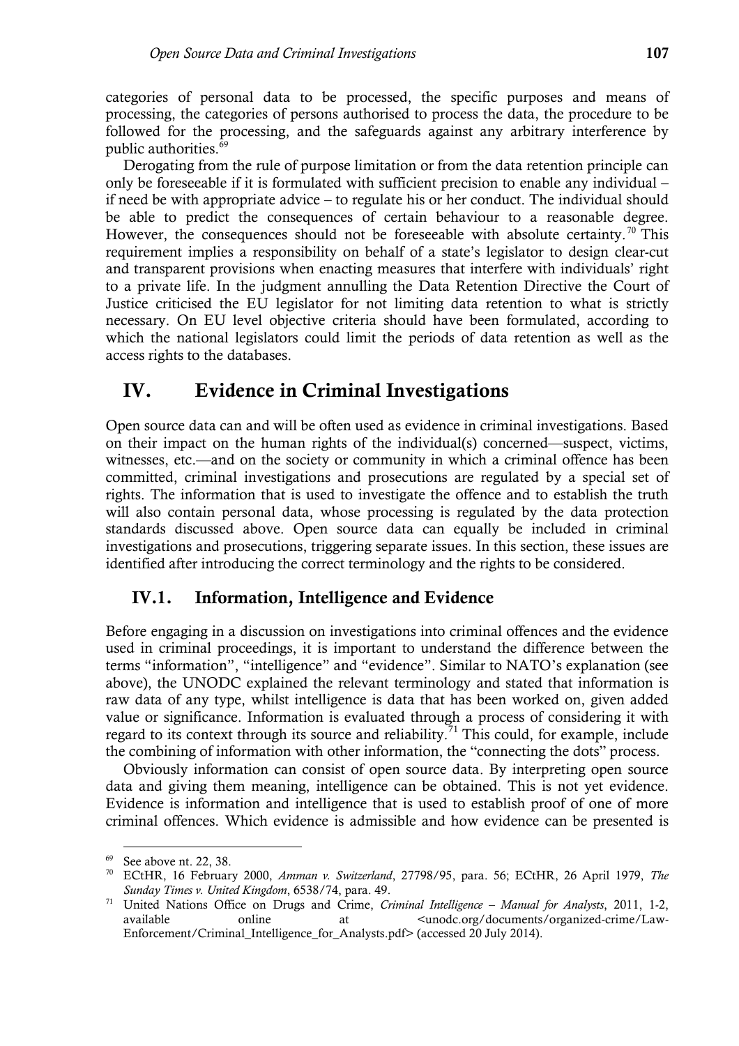categories of personal data to be processed, the specific purposes and means of processing, the categories of persons authorised to process the data, the procedure to be followed for the processing, and the safeguards against any arbitrary interference by public authorities.[69]

Derogating from the rule of purpose limitation or from the data retention principle can only be foreseeable if it is formulated with sufficient precision to enable any individual – if need be with appropriate advice – to regulate his or her conduct. The individual should be able to predict the consequences of certain behaviour to a reasonable degree. However, the consequences should not be foreseeable with absolute certainty.[70] This requirement implies a responsibility on behalf of a state's legislator to design clear-cut and transparent provisions when enacting measures that interfere with individuals' right to a private life. In the judgment annulling the Data Retention Directive the Court of Justice criticised the EU legislator for not limiting data retention to what is strictly necessary. On EU level objective criteria should have been formulated, according to which the national legislators could limit the periods of data retention as well as the access rights to the databases.

## IV. Evidence in Criminal Investigations

Open source data can and will be often used as evidence in criminal investigations. Based on their impact on the human rights of the individual(s) concerned—suspect, victims, witnesses, etc.—and on the society or community in which a criminal offence has been committed, criminal investigations and prosecutions are regulated by a special set of rights. The information that is used to investigate the offence and to establish the truth will also contain personal data, whose processing is regulated by the data protection standards discussed above. Open source data can equally be included in criminal investigations and prosecutions, triggering separate issues. In this section, these issues are identified after introducing the correct terminology and the rights to be considered.

### IV.1. Information, Intelligence and Evidence

Before engaging in a discussion on investigations into criminal offences and the evidence used in criminal proceedings, it is important to understand the difference between the terms "information", "intelligence" and "evidence". Similar to NATO's explanation (see above), the UNODC explained the relevant terminology and stated that information is raw data of any type, whilst intelligence is data that has been worked on, given added value or significance. Information is evaluated through a process of considering it with regard to its context through its source and reliability.[71] This could, for example, include the combining of information with other information, the "connecting the dots" process.

Obviously information can consist of open source data. By interpreting open source data and giving them meaning, intelligence can be obtained. This is not yet evidence. Evidence is information and intelligence that is used to establish proof of one of more criminal offences. Which evidence is admissible and how evidence can be presented is

---

[69] See above nt. 22, 38.

[70] ECtHR, 16 February 2000, *Amman v. Switzerland*, 27798/95, para. 56; ECtHR, 26 April 1979, *The Sunday Times v. United Kingdom*, 6538/74, para. 49.

[71] United Nations Office on Drugs and Crime, *Criminal Intelligence – Manual for Analysts*, 2011, 1-2, available online at <unodc.org/documents/organized-crime/Law-Enforcement/Criminal_Intelligence_for_Analysts.pdf> (accessed 20 July 2014).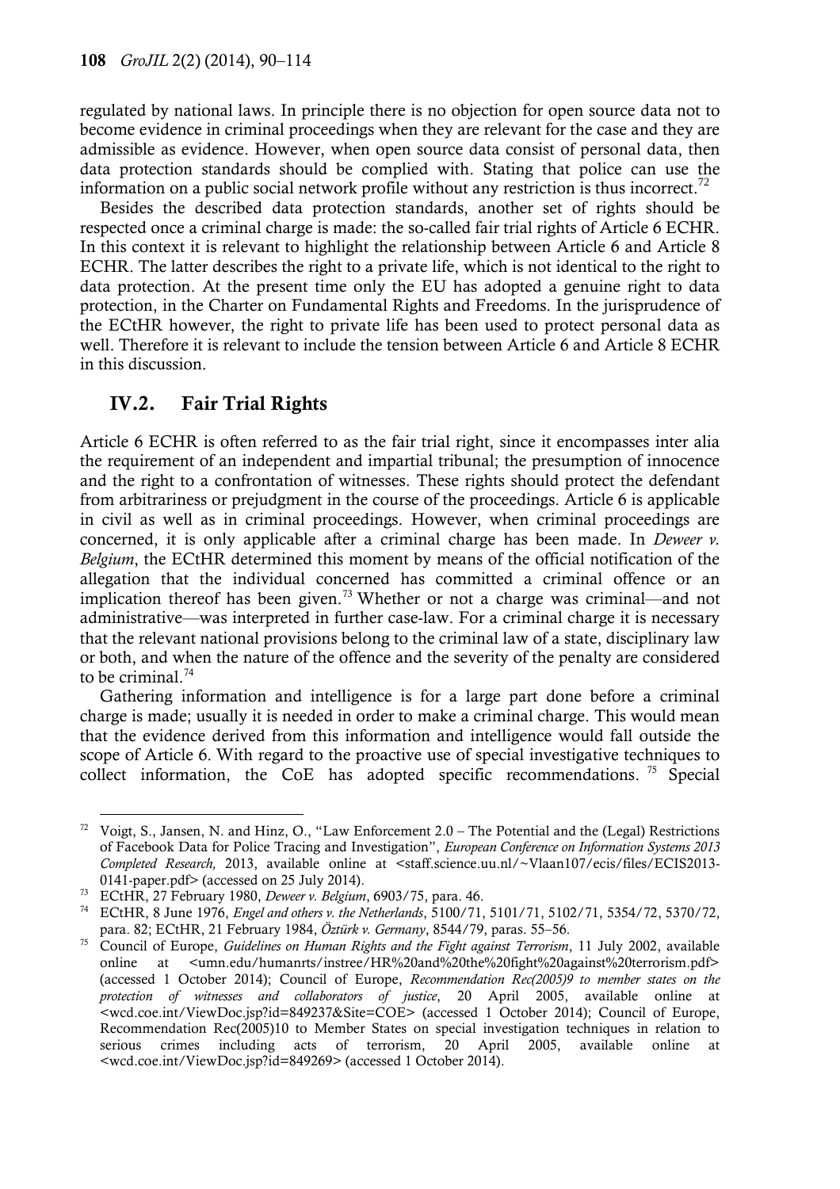regulated by national laws. In principle there is no objection for open source data not to become evidence in criminal proceedings when they are relevant for the case and they are admissible as evidence. However, when open source data consist of personal data, then data protection standards should be complied with. Stating that police can use the information on a public social network profile without any restriction is thus incorrect.[72]

Besides the described data protection standards, another set of rights should be respected once a criminal charge is made: the so-called fair trial rights of Article 6 ECHR. In this context it is relevant to highlight the relationship between Article 6 and Article 8 ECHR. The latter describes the right to a private life, which is not identical to the right to data protection. At the present time only the EU has adopted a genuine right to data protection, in the Charter on Fundamental Rights and Freedoms. In the jurisprudence of the ECtHR however, the right to private life has been used to protect personal data as well. Therefore it is relevant to include the tension between Article 6 and Article 8 ECHR in this discussion.

## IV.2. Fair Trial Rights

Article 6 ECHR is often referred to as the fair trial right, since it encompasses inter alia the requirement of an independent and impartial tribunal; the presumption of innocence and the right to a confrontation of witnesses. These rights should protect the defendant from arbitrariness or prejudgment in the course of the proceedings. Article 6 is applicable in civil as well as in criminal proceedings. However, when criminal proceedings are concerned, it is only applicable after a criminal charge has been made. In *Deweer v. Belgium*, the ECtHR determined this moment by means of the official notification of the allegation that the individual concerned has committed a criminal offence or an implication thereof has been given.[73] Whether or not a charge was criminal—and not administrative—was interpreted in further case-law. For a criminal charge it is necessary that the relevant national provisions belong to the criminal law of a state, disciplinary law or both, and when the nature of the offence and the severity of the penalty are considered to be criminal.[74]

Gathering information and intelligence is for a large part done before a criminal charge is made; usually it is needed in order to make a criminal charge. This would mean that the evidence derived from this information and intelligence would fall outside the scope of Article 6. With regard to the proactive use of special investigative techniques to collect information, the CoE has adopted specific recommendations.[75] Special

---

[72] Voigt, S., Jansen, N. and Hinz, O., "Law Enforcement 2.0 – The Potential and the (Legal) Restrictions of Facebook Data for Police Tracing and Investigation", *European Conference on Information Systems 2013 Completed Research,* 2013, available online at <staff.science.uu.nl/~Vlaan107/ecis/files/ECIS2013-0141-paper.pdf> (accessed on 25 July 2014).

[73] ECtHR, 27 February 1980, *Deweer v. Belgium*, 6903/75, para. 46.

[74] ECtHR, 8 June 1976, *Engel and others v. the Netherlands*, 5100/71, 5101/71, 5102/71, 5354/72, 5370/72, para. 82; ECtHR, 21 February 1984, *Öztürk v. Germany*, 8544/79, paras. 55–56.

[75] Council of Europe, *Guidelines on Human Rights and the Fight against Terrorism*, 11 July 2002, available online at <umn.edu/humanrts/instree/HR%20and%20the%20fight%20against%20terrorism.pdf> (accessed 1 October 2014); Council of Europe, *Recommendation Rec(2005)9 to member states on the protection of witnesses and collaborators of justice*, 20 April 2005, available online at <wcd.coe.int/ViewDoc.jsp?id=849237&Site=COE> (accessed 1 October 2014); Council of Europe, Recommendation Rec(2005)10 to Member States on special investigation techniques in relation to serious crimes including acts of terrorism, 20 April 2005, available online at <wcd.coe.int/ViewDoc.jsp?id=849269> (accessed 1 October 2014).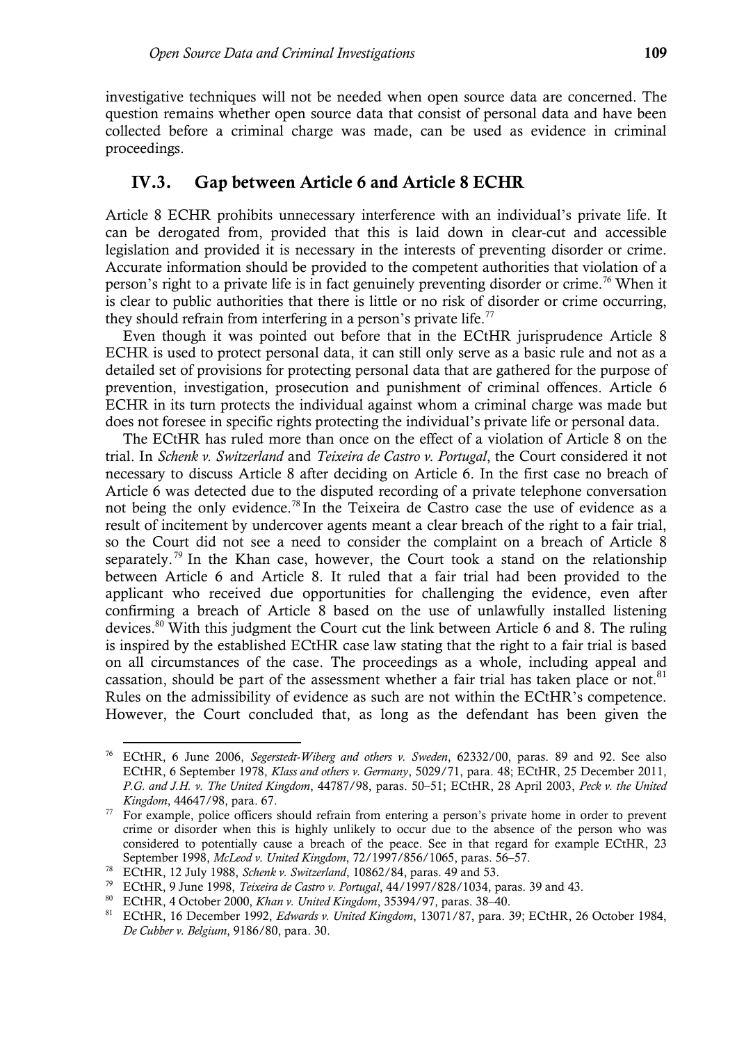investigative techniques will not be needed when open source data are concerned. The question remains whether open source data that consist of personal data and have been collected before a criminal charge was made, can be used as evidence in criminal proceedings.

## IV.3. Gap between Article 6 and Article 8 ECHR

Article 8 ECHR prohibits unnecessary interference with an individual's private life. It can be derogated from, provided that this is laid down in clear-cut and accessible legislation and provided it is necessary in the interests of preventing disorder or crime. Accurate information should be provided to the competent authorities that violation of a person's right to a private life is in fact genuinely preventing disorder or crime.[76] When it is clear to public authorities that there is little or no risk of disorder or crime occurring, they should refrain from interfering in a person's private life.[77]

Even though it was pointed out before that in the ECtHR jurisprudence Article 8 ECHR is used to protect personal data, it can still only serve as a basic rule and not as a detailed set of provisions for protecting personal data that are gathered for the purpose of prevention, investigation, prosecution and punishment of criminal offences. Article 6 ECHR in its turn protects the individual against whom a criminal charge was made but does not foresee in specific rights protecting the individual's private life or personal data.

The ECtHR has ruled more than once on the effect of a violation of Article 8 on the trial. In *Schenk v. Switzerland* and *Teixeira de Castro v. Portugal*, the Court considered it not necessary to discuss Article 8 after deciding on Article 6. In the first case no breach of Article 6 was detected due to the disputed recording of a private telephone conversation not being the only evidence.[78] In the Teixeira de Castro case the use of evidence as a result of incitement by undercover agents meant a clear breach of the right to a fair trial, so the Court did not see a need to consider the complaint on a breach of Article 8 separately.[79] In the Khan case, however, the Court took a stand on the relationship between Article 6 and Article 8. It ruled that a fair trial had been provided to the applicant who received due opportunities for challenging the evidence, even after confirming a breach of Article 8 based on the use of unlawfully installed listening devices.[80] With this judgment the Court cut the link between Article 6 and 8. The ruling is inspired by the established ECtHR case law stating that the right to a fair trial is based on all circumstances of the case. The proceedings as a whole, including appeal and cassation, should be part of the assessment whether a fair trial has taken place or not.[81] Rules on the admissibility of evidence as such are not within the ECtHR's competence. However, the Court concluded that, as long as the defendant has been given the

---

[76] ECtHR, 6 June 2006, *Segerstedt-Wiberg and others v. Sweden*, 62332/00, paras. 89 and 92. See also ECtHR, 6 September 1978, *Klass and others v. Germany*, 5029/71, para. 48; ECtHR, 25 December 2011, *P.G. and J.H. v. The United Kingdom*, 44787/98, paras. 50–51; ECtHR, 28 April 2003, *Peck v. the United Kingdom*, 44647/98, para. 67.

[77] For example, police officers should refrain from entering a person's private home in order to prevent crime or disorder when this is highly unlikely to occur due to the absence of the person who was considered to potentially cause a breach of the peace. See in that regard for example ECtHR, 23 September 1998, *McLeod v. United Kingdom*, 72/1997/856/1065, paras. 56–57.

[78] ECtHR, 12 July 1988, *Schenk v. Switzerland*, 10862/84, paras. 49 and 53.

[79] ECtHR, 9 June 1998, *Teixeira de Castro v. Portugal*, 44/1997/828/1034, paras. 39 and 43.

[80] ECtHR, 4 October 2000, *Khan v. United Kingdom*, 35394/97, paras. 38–40.

[81] ECtHR, 16 December 1992, *Edwards v. United Kingdom*, 13071/87, para. 39; ECtHR, 26 October 1984, *De Cubber v. Belgium*, 9186/80, para. 30.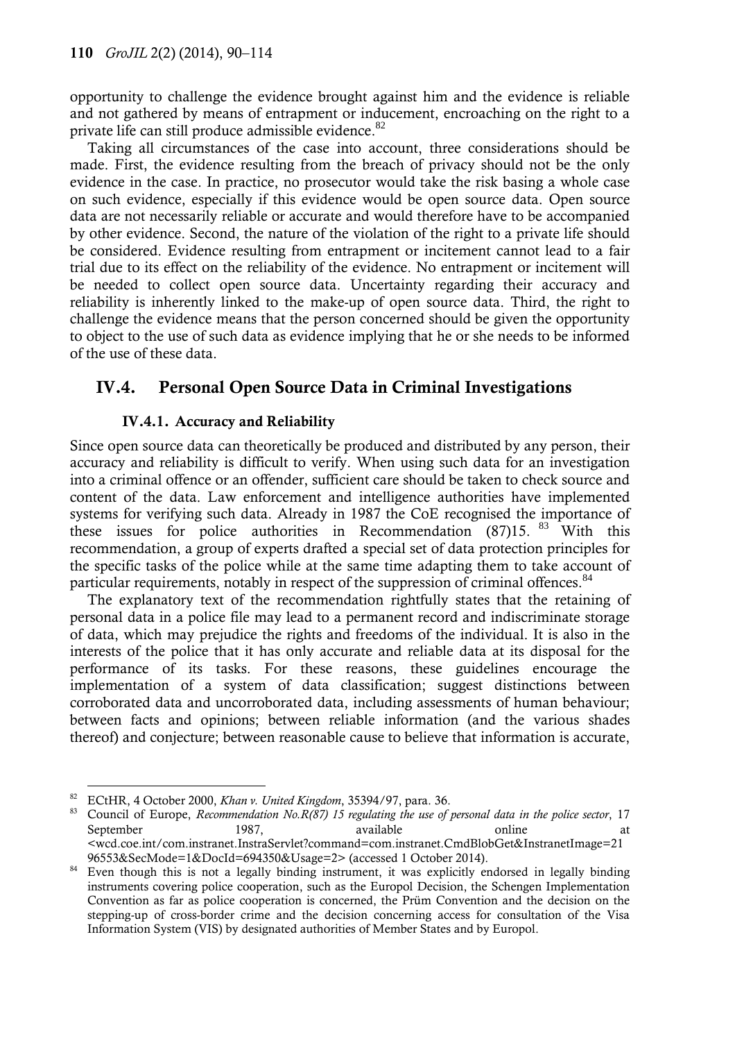opportunity to challenge the evidence brought against him and the evidence is reliable and not gathered by means of entrapment or inducement, encroaching on the right to a private life can still produce admissible evidence.[82]

Taking all circumstances of the case into account, three considerations should be made. First, the evidence resulting from the breach of privacy should not be the only evidence in the case. In practice, no prosecutor would take the risk basing a whole case on such evidence, especially if this evidence would be open source data. Open source data are not necessarily reliable or accurate and would therefore have to be accompanied by other evidence. Second, the nature of the violation of the right to a private life should be considered. Evidence resulting from entrapment or incitement cannot lead to a fair trial due to its effect on the reliability of the evidence. No entrapment or incitement will be needed to collect open source data. Uncertainty regarding their accuracy and reliability is inherently linked to the make-up of open source data. Third, the right to challenge the evidence means that the person concerned should be given the opportunity to object to the use of such data as evidence implying that he or she needs to be informed of the use of these data.

## IV.4. Personal Open Source Data in Criminal Investigations

### IV.4.1. Accuracy and Reliability

Since open source data can theoretically be produced and distributed by any person, their accuracy and reliability is difficult to verify. When using such data for an investigation into a criminal offence or an offender, sufficient care should be taken to check source and content of the data. Law enforcement and intelligence authorities have implemented systems for verifying such data. Already in 1987 the CoE recognised the importance of these issues for police authorities in Recommendation (87)15.[83] With this recommendation, a group of experts drafted a special set of data protection principles for the specific tasks of the police while at the same time adapting them to take account of particular requirements, notably in respect of the suppression of criminal offences.[84]

The explanatory text of the recommendation rightfully states that the retaining of personal data in a police file may lead to a permanent record and indiscriminate storage of data, which may prejudice the rights and freedoms of the individual. It is also in the interests of the police that it has only accurate and reliable data at its disposal for the performance of its tasks. For these reasons, these guidelines encourage the implementation of a system of data classification; suggest distinctions between corroborated data and uncorroborated data, including assessments of human behaviour; between facts and opinions; between reliable information (and the various shades thereof) and conjecture; between reasonable cause to believe that information is accurate,

---

[82] ECtHR, 4 October 2000, *Khan v. United Kingdom*, 35394/97, para. 36.

[83] Council of Europe, *Recommendation No.R(87) 15 regulating the use of personal data in the police sector*, 17 September 1987, available online at <wcd.coe.int/com.instranet.InstraServlet?command=com.instranet.CmdBlobGet&InstranetImage=2196553&SecMode=1&DocId=694350&Usage=2> (accessed 1 October 2014).

[84] Even though this is not a legally binding instrument, it was explicitly endorsed in legally binding instruments covering police cooperation, such as the Europol Decision, the Schengen Implementation Convention as far as police cooperation is concerned, the Prüm Convention and the decision on the stepping-up of cross-border crime and the decision concerning access for consultation of the Visa Information System (VIS) by designated authorities of Member States and by Europol.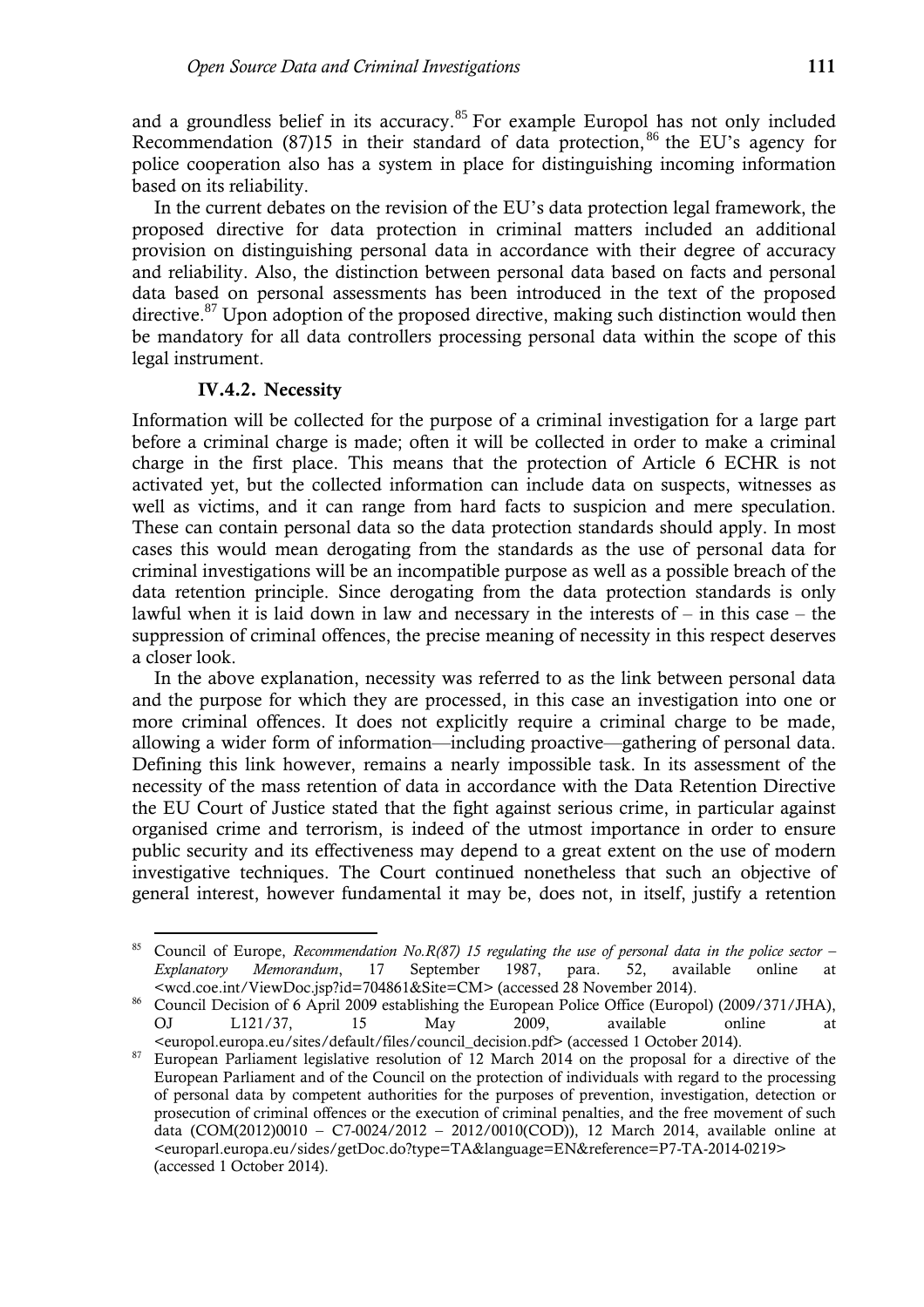and a groundless belief in its accuracy.[85] For example Europol has not only included Recommendation (87)15 in their standard of data protection,[86] the EU's agency for police cooperation also has a system in place for distinguishing incoming information based on its reliability.

In the current debates on the revision of the EU's data protection legal framework, the proposed directive for data protection in criminal matters included an additional provision on distinguishing personal data in accordance with their degree of accuracy and reliability. Also, the distinction between personal data based on facts and personal data based on personal assessments has been introduced in the text of the proposed directive.[87] Upon adoption of the proposed directive, making such distinction would then be mandatory for all data controllers processing personal data within the scope of this legal instrument.

#### IV.4.2. Necessity

Information will be collected for the purpose of a criminal investigation for a large part before a criminal charge is made; often it will be collected in order to make a criminal charge in the first place. This means that the protection of Article 6 ECHR is not activated yet, but the collected information can include data on suspects, witnesses as well as victims, and it can range from hard facts to suspicion and mere speculation. These can contain personal data so the data protection standards should apply. In most cases this would mean derogating from the standards as the use of personal data for criminal investigations will be an incompatible purpose as well as a possible breach of the data retention principle. Since derogating from the data protection standards is only lawful when it is laid down in law and necessary in the interests of – in this case – the suppression of criminal offences, the precise meaning of necessity in this respect deserves a closer look.

In the above explanation, necessity was referred to as the link between personal data and the purpose for which they are processed, in this case an investigation into one or more criminal offences. It does not explicitly require a criminal charge to be made, allowing a wider form of information—including proactive—gathering of personal data. Defining this link however, remains a nearly impossible task. In its assessment of the necessity of the mass retention of data in accordance with the Data Retention Directive the EU Court of Justice stated that the fight against serious crime, in particular against organised crime and terrorism, is indeed of the utmost importance in order to ensure public security and its effectiveness may depend to a great extent on the use of modern investigative techniques. The Court continued nonetheless that such an objective of general interest, however fundamental it may be, does not, in itself, justify a retention

---

[85] Council of Europe, *Recommendation No.R(87) 15 regulating the use of personal data in the police sector – Explanatory Memorandum*, 17 September 1987, para. 52, available online at <wcd.coe.int/ViewDoc.jsp?id=704861&Site=CM> (accessed 28 November 2014).

[86] Council Decision of 6 April 2009 establishing the European Police Office (Europol) (2009/371/JHA), OJ L121/37, 15 May 2009, available online at <europol.europa.eu/sites/default/files/council_decision.pdf> (accessed 1 October 2014).

[87] European Parliament legislative resolution of 12 March 2014 on the proposal for a directive of the European Parliament and of the Council on the protection of individuals with regard to the processing of personal data by competent authorities for the purposes of prevention, investigation, detection or prosecution of criminal offences or the execution of criminal penalties, and the free movement of such data (COM(2012)0010 – C7-0024/2012 – 2012/0010(COD)), 12 March 2014, available online at <europarl.europa.eu/sides/getDoc.do?type=TA&language=EN&reference=P7-TA-2014-0219> (accessed 1 October 2014).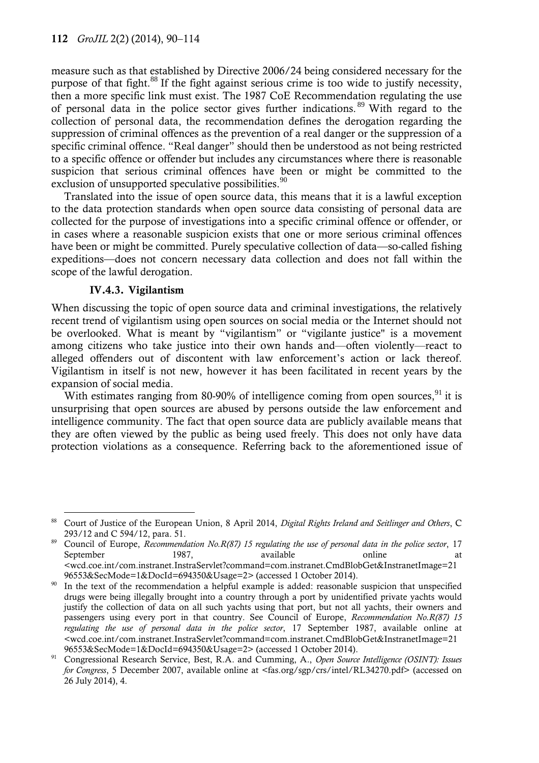measure such as that established by Directive 2006/24 being considered necessary for the purpose of that fight.[88] If the fight against serious crime is too wide to justify necessity, then a more specific link must exist. The 1987 CoE Recommendation regulating the use of personal data in the police sector gives further indications.[89] With regard to the collection of personal data, the recommendation defines the derogation regarding the suppression of criminal offences as the prevention of a real danger or the suppression of a specific criminal offence. "Real danger" should then be understood as not being restricted to a specific offence or offender but includes any circumstances where there is reasonable suspicion that serious criminal offences have been or might be committed to the exclusion of unsupported speculative possibilities.[90]

Translated into the issue of open source data, this means that it is a lawful exception to the data protection standards when open source data consisting of personal data are collected for the purpose of investigations into a specific criminal offence or offender, or in cases where a reasonable suspicion exists that one or more serious criminal offences have been or might be committed. Purely speculative collection of data—so-called fishing expeditions—does not concern necessary data collection and does not fall within the scope of the lawful derogation.

#### IV.4.3. Vigilantism

When discussing the topic of open source data and criminal investigations, the relatively recent trend of vigilantism using open sources on social media or the Internet should not be overlooked. What is meant by "vigilantism" or "vigilante justice" is a movement among citizens who take justice into their own hands and—often violently—react to alleged offenders out of discontent with law enforcement's action or lack thereof. Vigilantism in itself is not new, however it has been facilitated in recent years by the expansion of social media.

With estimates ranging from 80-90% of intelligence coming from open sources,[91] it is unsurprising that open sources are abused by persons outside the law enforcement and intelligence community. The fact that open source data are publicly available means that they are often viewed by the public as being used freely. This does not only have data protection violations as a consequence. Referring back to the aforementioned issue of

---

[88] Court of Justice of the European Union, 8 April 2014, *Digital Rights Ireland and Seitlinger and Others*, C 293/12 and C 594/12, para. 51.

[89] Council of Europe, *Recommendation No.R(87) 15 regulating the use of personal data in the police sector*, 17 September 1987, available online at <wcd.coe.int/com.instranet.InstraServlet?command=com.instranet.CmdBlobGet&InstranetImage=2196553&SecMode=1&DocId=694350&Usage=2> (accessed 1 October 2014).

[90] In the text of the recommendation a helpful example is added: reasonable suspicion that unspecified drugs were being illegally brought into a country through a port by unidentified private yachts would justify the collection of data on all such yachts using that port, but not all yachts, their owners and passengers using every port in that country. See Council of Europe, *Recommendation No.R(87) 15 regulating the use of personal data in the police sector*, 17 September 1987, available online at <wcd.coe.int/com.instranet.InstraServlet?command=com.instranet.CmdBlobGet&InstranetImage=2196553&SecMode=1&DocId=694350&Usage=2> (accessed 1 October 2014).

[91] Congressional Research Service, Best, R.A. and Cumming, A., *Open Source Intelligence (OSINT): Issues for Congress*, 5 December 2007, available online at <fas.org/sgp/crs/intel/RL34270.pdf> (accessed on 26 July 2014), 4.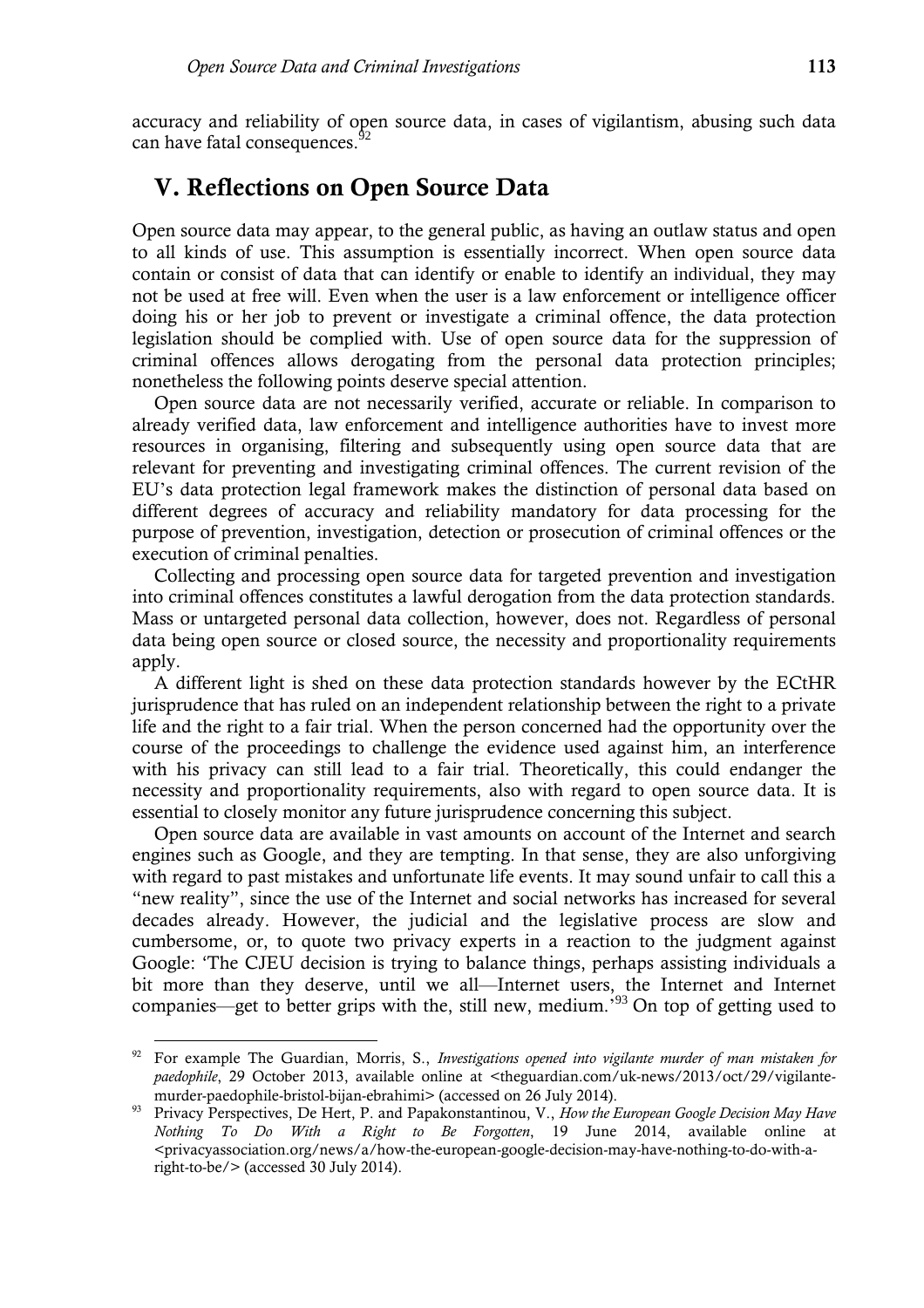accuracy and reliability of open source data, in cases of vigilantism, abusing such data can have fatal consequences.[92]

## V. Reflections on Open Source Data

Open source data may appear, to the general public, as having an outlaw status and open to all kinds of use. This assumption is essentially incorrect. When open source data contain or consist of data that can identify or enable to identify an individual, they may not be used at free will. Even when the user is a law enforcement or intelligence officer doing his or her job to prevent or investigate a criminal offence, the data protection legislation should be complied with. Use of open source data for the suppression of criminal offences allows derogating from the personal data protection principles; nonetheless the following points deserve special attention.

Open source data are not necessarily verified, accurate or reliable. In comparison to already verified data, law enforcement and intelligence authorities have to invest more resources in organising, filtering and subsequently using open source data that are relevant for preventing and investigating criminal offences. The current revision of the EU's data protection legal framework makes the distinction of personal data based on different degrees of accuracy and reliability mandatory for data processing for the purpose of prevention, investigation, detection or prosecution of criminal offences or the execution of criminal penalties.

Collecting and processing open source data for targeted prevention and investigation into criminal offences constitutes a lawful derogation from the data protection standards. Mass or untargeted personal data collection, however, does not. Regardless of personal data being open source or closed source, the necessity and proportionality requirements apply.

A different light is shed on these data protection standards however by the ECtHR jurisprudence that has ruled on an independent relationship between the right to a private life and the right to a fair trial. When the person concerned had the opportunity over the course of the proceedings to challenge the evidence used against him, an interference with his privacy can still lead to a fair trial. Theoretically, this could endanger the necessity and proportionality requirements, also with regard to open source data. It is essential to closely monitor any future jurisprudence concerning this subject.

Open source data are available in vast amounts on account of the Internet and search engines such as Google, and they are tempting. In that sense, they are also unforgiving with regard to past mistakes and unfortunate life events. It may sound unfair to call this a "new reality", since the use of the Internet and social networks has increased for several decades already. However, the judicial and the legislative process are slow and cumbersome, or, to quote two privacy experts in a reaction to the judgment against Google: 'The CJEU decision is trying to balance things, perhaps assisting individuals a bit more than they deserve, until we all—Internet users, the Internet and Internet companies—get to better grips with the, still new, medium.'[93] On top of getting used to

---

[92] For example The Guardian, Morris, S., *Investigations opened into vigilante murder of man mistaken for paedophile*, 29 October 2013, available online at <theguardian.com/uk-news/2013/oct/29/vigilante-murder-paedophile-bristol-bijan-ebrahimi> (accessed on 26 July 2014).

[93] Privacy Perspectives, De Hert, P. and Papakonstantinou, V., *How the European Google Decision May Have Nothing To Do With a Right to Be Forgotten*, 19 June 2014, available online at <privacyassociation.org/news/a/how-the-european-google-decision-may-have-nothing-to-do-with-a-right-to-be/> (accessed 30 July 2014).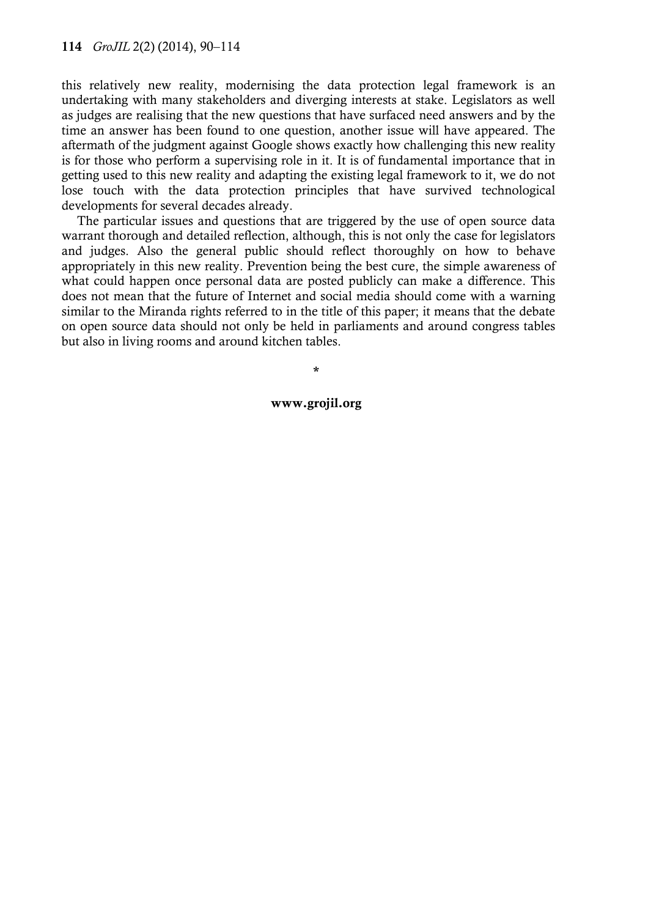this relatively new reality, modernising the data protection legal framework is an undertaking with many stakeholders and diverging interests at stake. Legislators as well as judges are realising that the new questions that have surfaced need answers and by the time an answer has been found to one question, another issue will have appeared. The aftermath of the judgment against Google shows exactly how challenging this new reality is for those who perform a supervising role in it. It is of fundamental importance that in getting used to this new reality and adapting the existing legal framework to it, we do not lose touch with the data protection principles that have survived technological developments for several decades already.

The particular issues and questions that are triggered by the use of open source data warrant thorough and detailed reflection, although, this is not only the case for legislators and judges. Also the general public should reflect thoroughly on how to behave appropriately in this new reality. Prevention being the best cure, the simple awareness of what could happen once personal data are posted publicly can make a difference. This does not mean that the future of Internet and social media should come with a warning similar to the Miranda rights referred to in the title of this paper; it means that the debate on open source data should not only be held in parliaments and around congress tables but also in living rooms and around kitchen tables.

*

**www.grojil.org**